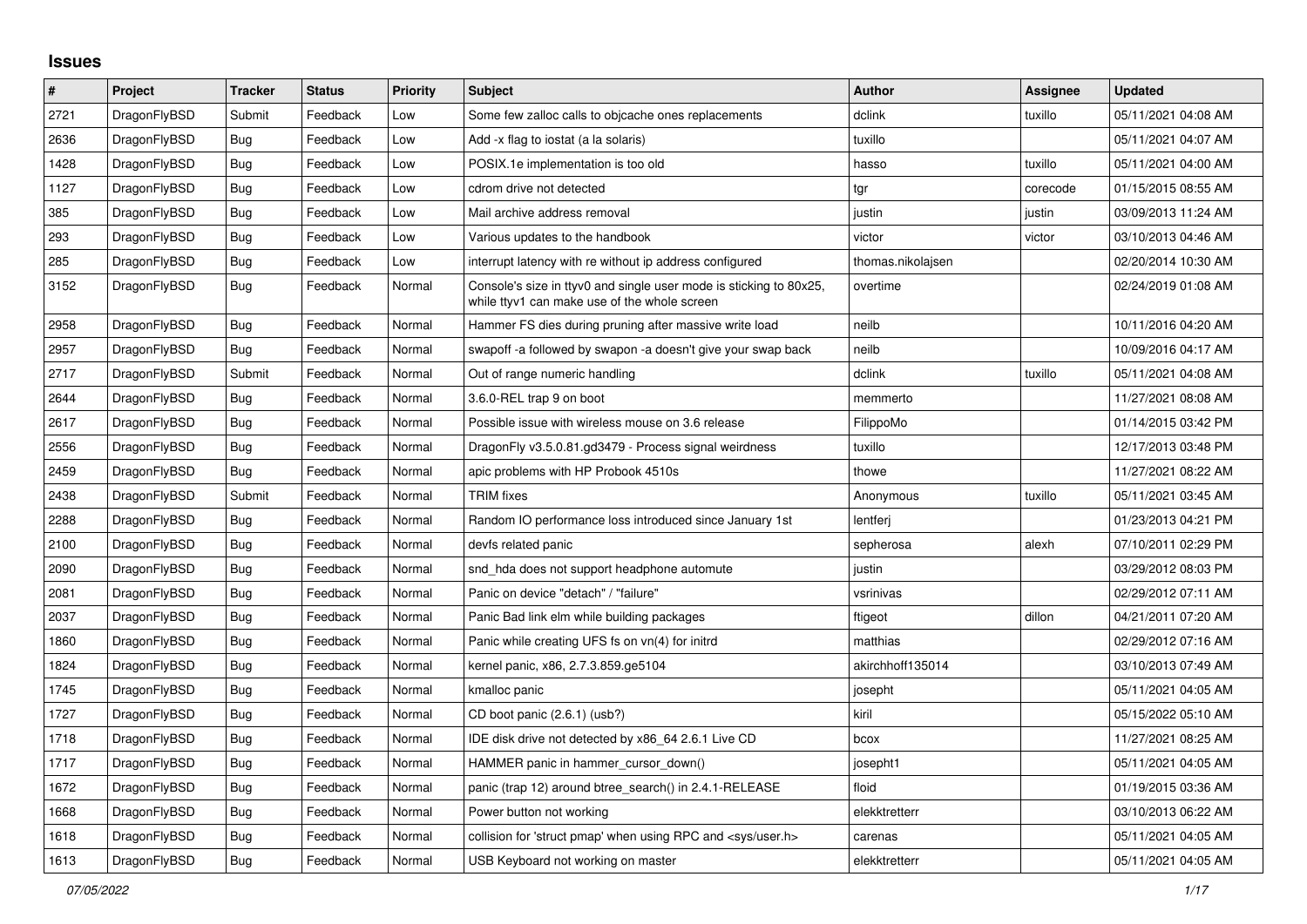## Issues

| # | Project | Tracker | Status | Priority | Subject | Author | Assignee | Updated |
|---|---|---|---|---|---|---|---|---|
| 2721 | DragonFlyBSD | Submit | Feedback | Low | Some few zalloc calls to objcache ones replacements | dclink | tuxillo | 05/11/2021 04:08 AM |
| 2636 | DragonFlyBSD | Bug | Feedback | Low | Add -x flag to iostat (a la solaris) | tuxillo | | 05/11/2021 04:07 AM |
| 1428 | DragonFlyBSD | Bug | Feedback | Low | POSIX.1e implementation is too old | hasso | tuxillo | 05/11/2021 04:00 AM |
| 1127 | DragonFlyBSD | Bug | Feedback | Low | cdrom drive not detected | tgr | corecode | 01/15/2015 08:55 AM |
| 385 | DragonFlyBSD | Bug | Feedback | Low | Mail archive address removal | justin | justin | 03/09/2013 11:24 AM |
| 293 | DragonFlyBSD | Bug | Feedback | Low | Various updates to the handbook | victor | victor | 03/10/2013 04:46 AM |
| 285 | DragonFlyBSD | Bug | Feedback | Low | interrupt latency with re without ip address configured | thomas.nikolajsen | | 02/20/2014 10:30 AM |
| 3152 | DragonFlyBSD | Bug | Feedback | Normal | Console's size in ttyv0 and single user mode is sticking to 80x25, while ttyv1 can make use of the whole screen | overtime | | 02/24/2019 01:08 AM |
| 2958 | DragonFlyBSD | Bug | Feedback | Normal | Hammer FS dies during pruning after massive write load | neilb | | 10/11/2016 04:20 AM |
| 2957 | DragonFlyBSD | Bug | Feedback | Normal | swapoff -a followed by swapon -a doesn't give your swap back | neilb | | 10/09/2016 04:17 AM |
| 2717 | DragonFlyBSD | Submit | Feedback | Normal | Out of range numeric handling | dclink | tuxillo | 05/11/2021 04:08 AM |
| 2644 | DragonFlyBSD | Bug | Feedback | Normal | 3.6.0-REL trap 9 on boot | memmerto | | 11/27/2021 08:08 AM |
| 2617 | DragonFlyBSD | Bug | Feedback | Normal | Possible issue with wireless mouse on 3.6 release | FilippoMo | | 01/14/2015 03:42 PM |
| 2556 | DragonFlyBSD | Bug | Feedback | Normal | DragonFly v3.5.0.81.gd3479 - Process signal weirdness | tuxillo | | 12/17/2013 03:48 PM |
| 2459 | DragonFlyBSD | Bug | Feedback | Normal | apic problems with HP Probook 4510s | thowe | | 11/27/2021 08:22 AM |
| 2438 | DragonFlyBSD | Submit | Feedback | Normal | TRIM fixes | Anonymous | tuxillo | 05/11/2021 03:45 AM |
| 2288 | DragonFlyBSD | Bug | Feedback | Normal | Random IO performance loss introduced since January 1st | lentferj | | 01/23/2013 04:21 PM |
| 2100 | DragonFlyBSD | Bug | Feedback | Normal | devfs related panic | sepherosa | alexh | 07/10/2011 02:29 PM |
| 2090 | DragonFlyBSD | Bug | Feedback | Normal | snd_hda does not support headphone automute | justin | | 03/29/2012 08:03 PM |
| 2081 | DragonFlyBSD | Bug | Feedback | Normal | Panic on device "detach" / "failure" | vsrinivas | | 02/29/2012 07:11 AM |
| 2037 | DragonFlyBSD | Bug | Feedback | Normal | Panic Bad link elm while building packages | ftigeot | dillon | 04/21/2011 07:20 AM |
| 1860 | DragonFlyBSD | Bug | Feedback | Normal | Panic while creating UFS fs on vn(4) for initrd | matthias | | 02/29/2012 07:16 AM |
| 1824 | DragonFlyBSD | Bug | Feedback | Normal | kernel panic, x86, 2.7.3.859.ge5104 | akirchhoff135014 | | 03/10/2013 07:49 AM |
| 1745 | DragonFlyBSD | Bug | Feedback | Normal | kmalloc panic | josepht | | 05/11/2021 04:05 AM |
| 1727 | DragonFlyBSD | Bug | Feedback | Normal | CD boot panic (2.6.1) (usb?) | kiril | | 05/15/2022 05:10 AM |
| 1718 | DragonFlyBSD | Bug | Feedback | Normal | IDE disk drive not detected by x86_64 2.6.1 Live CD | bcox | | 11/27/2021 08:25 AM |
| 1717 | DragonFlyBSD | Bug | Feedback | Normal | HAMMER panic in hammer_cursor_down() | josepht1 | | 05/11/2021 04:05 AM |
| 1672 | DragonFlyBSD | Bug | Feedback | Normal | panic (trap 12) around btree_search() in 2.4.1-RELEASE | floid | | 01/19/2015 03:36 AM |
| 1668 | DragonFlyBSD | Bug | Feedback | Normal | Power button not working | elekktretterr | | 03/10/2013 06:22 AM |
| 1618 | DragonFlyBSD | Bug | Feedback | Normal | collision for 'struct pmap' when using RPC and <sys/user.h> | carenas | | 05/11/2021 04:05 AM |
| 1613 | DragonFlyBSD | Bug | Feedback | Normal | USB Keyboard not working on master | elekktretterr | | 05/11/2021 04:05 AM |

*07/05/2022*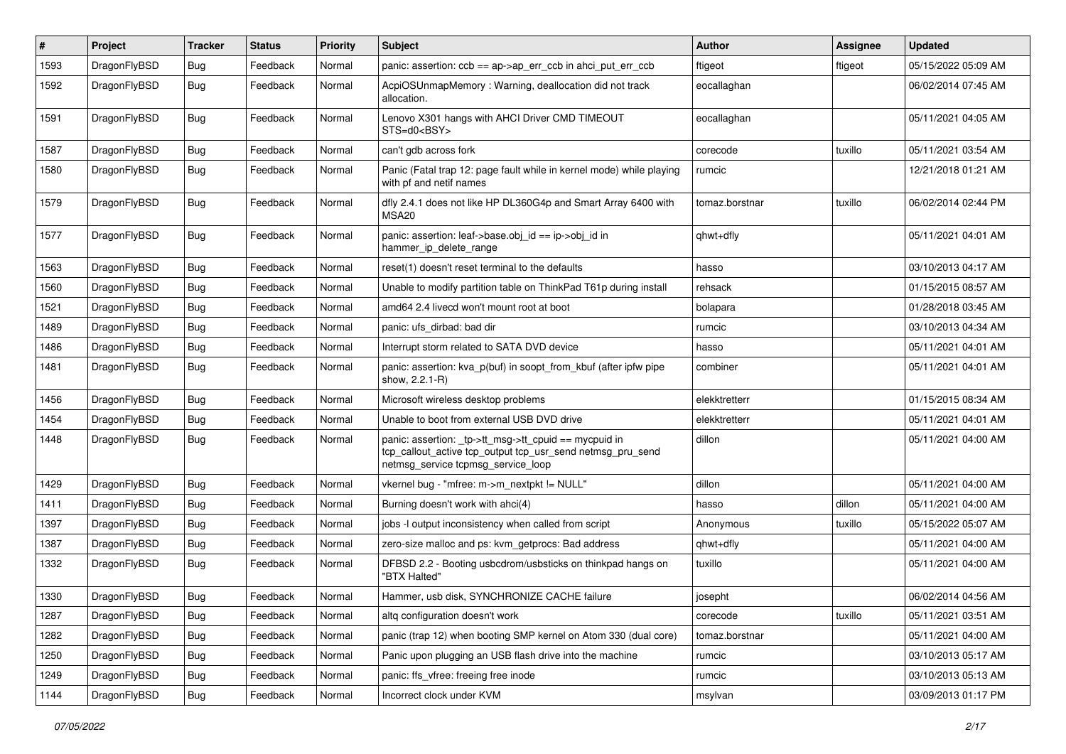| # | Project | Tracker | Status | Priority | Subject | Author | Assignee | Updated |
|---|---|---|---|---|---|---|---|---|
| 1593 | DragonFlyBSD | Bug | Feedback | Normal | panic: assertion: ccb == ap->ap_err_ccb in ahci_put_err_ccb | ftigeot | ftigeot | 05/15/2022 05:09 AM |
| 1592 | DragonFlyBSD | Bug | Feedback | Normal | AcpiOSUnmapMemory : Warning, deallocation did not track allocation. | eocallaghan | | 06/02/2014 07:45 AM |
| 1591 | DragonFlyBSD | Bug | Feedback | Normal | Lenovo X301 hangs with AHCI Driver CMD TIMEOUT STS=d0<BSY> | eocallaghan | | 05/11/2021 04:05 AM |
| 1587 | DragonFlyBSD | Bug | Feedback | Normal | can't gdb across fork | corecode | tuxillo | 05/11/2021 03:54 AM |
| 1580 | DragonFlyBSD | Bug | Feedback | Normal | Panic (Fatal trap 12: page fault while in kernel mode) while playing with pf and netif names | rumcic | | 12/21/2018 01:21 AM |
| 1579 | DragonFlyBSD | Bug | Feedback | Normal | dfly 2.4.1 does not like HP DL360G4p and Smart Array 6400 with MSA20 | tomaz.borstnar | tuxillo | 06/02/2014 02:44 PM |
| 1577 | DragonFlyBSD | Bug | Feedback | Normal | panic: assertion: leaf->base.obj_id == ip->obj_id in hammer_ip_delete_range | qhwt+dfly | | 05/11/2021 04:01 AM |
| 1563 | DragonFlyBSD | Bug | Feedback | Normal | reset(1) doesn't reset terminal to the defaults | hasso | | 03/10/2013 04:17 AM |
| 1560 | DragonFlyBSD | Bug | Feedback | Normal | Unable to modify partition table on ThinkPad T61p during install | rehsack | | 01/15/2015 08:57 AM |
| 1521 | DragonFlyBSD | Bug | Feedback | Normal | amd64 2.4 livecd won't mount root at boot | bolapara | | 01/28/2018 03:45 AM |
| 1489 | DragonFlyBSD | Bug | Feedback | Normal | panic: ufs_dirbad: bad dir | rumcic | | 03/10/2013 04:34 AM |
| 1486 | DragonFlyBSD | Bug | Feedback | Normal | Interrupt storm related to SATA DVD device | hasso | | 05/11/2021 04:01 AM |
| 1481 | DragonFlyBSD | Bug | Feedback | Normal | panic: assertion: kva_p(buf) in soopt_from_kbuf (after ipfw pipe show, 2.2.1-R) | combiner | | 05/11/2021 04:01 AM |
| 1456 | DragonFlyBSD | Bug | Feedback | Normal | Microsoft wireless desktop problems | elekktretterr | | 01/15/2015 08:34 AM |
| 1454 | DragonFlyBSD | Bug | Feedback | Normal | Unable to boot from external USB DVD drive | elekktretterr | | 05/11/2021 04:01 AM |
| 1448 | DragonFlyBSD | Bug | Feedback | Normal | panic: assertion: _tp->tt_msg->tt_cpuid == mycpuid in tcp_callout_active tcp_output tcp_usr_send netmsg_pru_send netmsg_service tcpmsg_service_loop | dillon | | 05/11/2021 04:00 AM |
| 1429 | DragonFlyBSD | Bug | Feedback | Normal | vkernel bug - "mfree: m->m_nextpkt != NULL" | dillon | | 05/11/2021 04:00 AM |
| 1411 | DragonFlyBSD | Bug | Feedback | Normal | Burning doesn't work with ahci(4) | hasso | dillon | 05/11/2021 04:00 AM |
| 1397 | DragonFlyBSD | Bug | Feedback | Normal | jobs -l output inconsistency when called from script | Anonymous | tuxillo | 05/15/2022 05:07 AM |
| 1387 | DragonFlyBSD | Bug | Feedback | Normal | zero-size malloc and ps: kvm_getprocs: Bad address | qhwt+dfly | | 05/11/2021 04:00 AM |
| 1332 | DragonFlyBSD | Bug | Feedback | Normal | DFBSD 2.2 - Booting usbcdrom/usbsticks on thinkpad hangs on "BTX Halted" | tuxillo | | 05/11/2021 04:00 AM |
| 1330 | DragonFlyBSD | Bug | Feedback | Normal | Hammer, usb disk, SYNCHRONIZE CACHE failure | josepht | | 06/02/2014 04:56 AM |
| 1287 | DragonFlyBSD | Bug | Feedback | Normal | altq configuration doesn't work | corecode | tuxillo | 05/11/2021 03:51 AM |
| 1282 | DragonFlyBSD | Bug | Feedback | Normal | panic (trap 12) when booting SMP kernel on Atom 330 (dual core) | tomaz.borstnar | | 05/11/2021 04:00 AM |
| 1250 | DragonFlyBSD | Bug | Feedback | Normal | Panic upon plugging an USB flash drive into the machine | rumcic | | 03/10/2013 05:17 AM |
| 1249 | DragonFlyBSD | Bug | Feedback | Normal | panic: ffs_vfree: freeing free inode | rumcic | | 03/10/2013 05:13 AM |
| 1144 | DragonFlyBSD | Bug | Feedback | Normal | Incorrect clock under KVM | msylvan | | 03/09/2013 01:17 PM |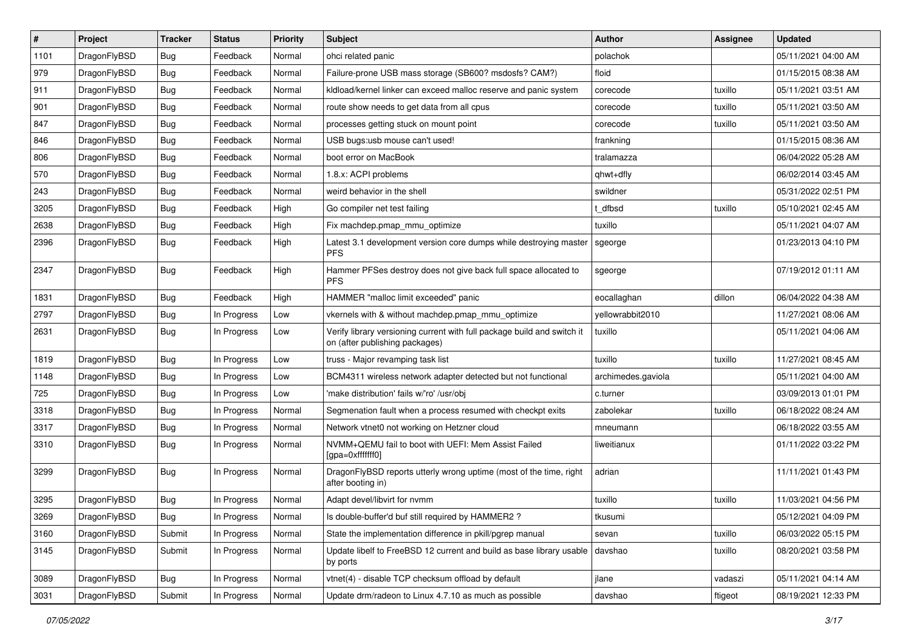| # | Project | Tracker | Status | Priority | Subject | Author | Assignee | Updated |
|---|---|---|---|---|---|---|---|---|
| 1101 | DragonFlyBSD | Bug | Feedback | Normal | ohci related panic | polachok | | 05/11/2021 04:00 AM |
| 979 | DragonFlyBSD | Bug | Feedback | Normal | Failure-prone USB mass storage (SB600? msdosfs? CAM?) | floid | | 01/15/2015 08:38 AM |
| 911 | DragonFlyBSD | Bug | Feedback | Normal | kldload/kernel linker can exceed malloc reserve and panic system | corecode | tuxillo | 05/11/2021 03:51 AM |
| 901 | DragonFlyBSD | Bug | Feedback | Normal | route show needs to get data from all cpus | corecode | tuxillo | 05/11/2021 03:50 AM |
| 847 | DragonFlyBSD | Bug | Feedback | Normal | processes getting stuck on mount point | corecode | tuxillo | 05/11/2021 03:50 AM |
| 846 | DragonFlyBSD | Bug | Feedback | Normal | USB bugs:usb mouse can't used! | frankning | | 01/15/2015 08:36 AM |
| 806 | DragonFlyBSD | Bug | Feedback | Normal | boot error on MacBook | tralamazza | | 06/04/2022 05:28 AM |
| 570 | DragonFlyBSD | Bug | Feedback | Normal | 1.8.x: ACPI problems | qhwt+dfly | | 06/02/2014 03:45 AM |
| 243 | DragonFlyBSD | Bug | Feedback | Normal | weird behavior in the shell | swildner | | 05/31/2022 02:51 PM |
| 3205 | DragonFlyBSD | Bug | Feedback | High | Go compiler net test failing | t_dfbsd | tuxillo | 05/10/2021 02:45 AM |
| 2638 | DragonFlyBSD | Bug | Feedback | High | Fix machdep.pmap_mmu_optimize | tuxillo | | 05/11/2021 04:07 AM |
| 2396 | DragonFlyBSD | Bug | Feedback | High | Latest 3.1 development version core dumps while destroying master PFS | sgeorge | | 01/23/2013 04:10 PM |
| 2347 | DragonFlyBSD | Bug | Feedback | High | Hammer PFSes destroy does not give back full space allocated to PFS | sgeorge | | 07/19/2012 01:11 AM |
| 1831 | DragonFlyBSD | Bug | Feedback | High | HAMMER "malloc limit exceeded" panic | eocallaghan | dillon | 06/04/2022 04:38 AM |
| 2797 | DragonFlyBSD | Bug | In Progress | Low | vkernels with & without machdep.pmap_mmu_optimize | yellowrabbit2010 | | 11/27/2021 08:06 AM |
| 2631 | DragonFlyBSD | Bug | In Progress | Low | Verify library versioning current with full package build and switch it on (after publishing packages) | tuxillo | | 05/11/2021 04:06 AM |
| 1819 | DragonFlyBSD | Bug | In Progress | Low | truss - Major revamping task list | tuxillo | tuxillo | 11/27/2021 08:45 AM |
| 1148 | DragonFlyBSD | Bug | In Progress | Low | BCM4311 wireless network adapter detected but not functional | archimedes.gaviola | | 05/11/2021 04:00 AM |
| 725 | DragonFlyBSD | Bug | In Progress | Low | 'make distribution' fails w/'ro' /usr/obj | c.turner | | 03/09/2013 01:01 PM |
| 3318 | DragonFlyBSD | Bug | In Progress | Normal | Segmenation fault when a process resumed with checkpt exits | zabolekar | tuxillo | 06/18/2022 08:24 AM |
| 3317 | DragonFlyBSD | Bug | In Progress | Normal | Network vtnet0 not working on Hetzner cloud | mneumann | | 06/18/2022 03:55 AM |
| 3310 | DragonFlyBSD | Bug | In Progress | Normal | NVMM+QEMU fail to boot with UEFI: Mem Assist Failed [gpa=0xfffffff0] | liweitianux | | 01/11/2022 03:22 PM |
| 3299 | DragonFlyBSD | Bug | In Progress | Normal | DragonFlyBSD reports utterly wrong uptime (most of the time, right after booting in) | adrian | | 11/11/2021 01:43 PM |
| 3295 | DragonFlyBSD | Bug | In Progress | Normal | Adapt devel/libvirt for nvmm | tuxillo | tuxillo | 11/03/2021 04:56 PM |
| 3269 | DragonFlyBSD | Bug | In Progress | Normal | Is double-buffer'd buf still required by HAMMER2 ? | tkusumi | | 05/12/2021 04:09 PM |
| 3160 | DragonFlyBSD | Submit | In Progress | Normal | State the implementation difference in pkill/pgrep manual | sevan | tuxillo | 06/03/2022 05:15 PM |
| 3145 | DragonFlyBSD | Submit | In Progress | Normal | Update libelf to FreeBSD 12 current and build as base library usable by ports | davshao | tuxillo | 08/20/2021 03:58 PM |
| 3089 | DragonFlyBSD | Bug | In Progress | Normal | vtnet(4) - disable TCP checksum offload by default | jlane | vadaszi | 05/11/2021 04:14 AM |
| 3031 | DragonFlyBSD | Submit | In Progress | Normal | Update drm/radeon to Linux 4.7.10 as much as possible | davshao | ftigeot | 08/19/2021 12:33 PM |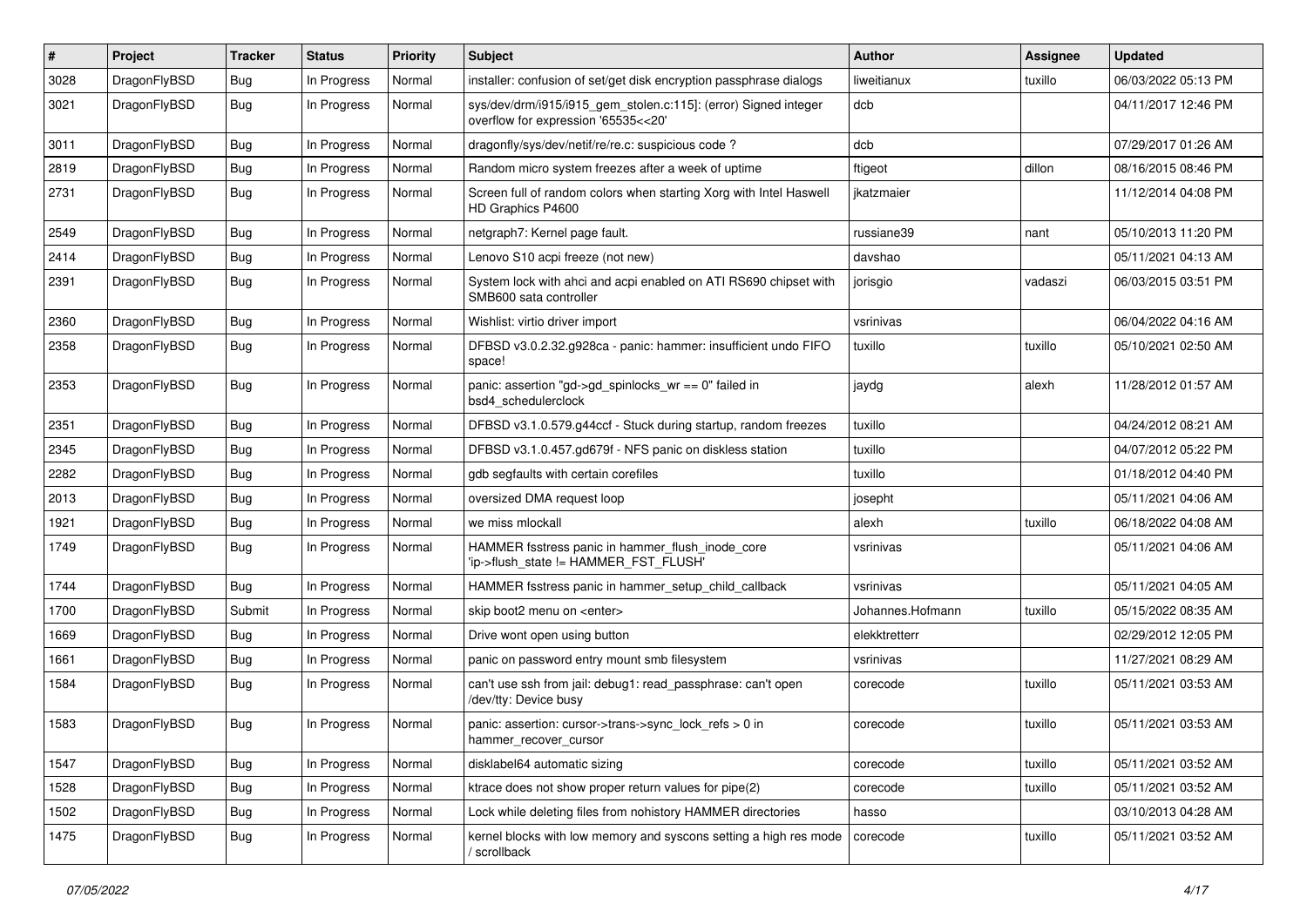| # | Project | Tracker | Status | Priority | Subject | Author | Assignee | Updated |
|---|---|---|---|---|---|---|---|---|
| 3028 | DragonFlyBSD | Bug | In Progress | Normal | installer: confusion of set/get disk encryption passphrase dialogs | liweitianux | tuxillo | 06/03/2022 05:13 PM |
| 3021 | DragonFlyBSD | Bug | In Progress | Normal | sys/dev/drm/i915/i915_gem_stolen.c:115]: (error) Signed integer overflow for expression '65535<<20' | dcb | | 04/11/2017 12:46 PM |
| 3011 | DragonFlyBSD | Bug | In Progress | Normal | dragonfly/sys/dev/netif/re/re.c: suspicious code ? | dcb | | 07/29/2017 01:26 AM |
| 2819 | DragonFlyBSD | Bug | In Progress | Normal | Random micro system freezes after a week of uptime | ftigeot | dillon | 08/16/2015 08:46 PM |
| 2731 | DragonFlyBSD | Bug | In Progress | Normal | Screen full of random colors when starting Xorg with Intel Haswell HD Graphics P4600 | jkatzmaier | | 11/12/2014 04:08 PM |
| 2549 | DragonFlyBSD | Bug | In Progress | Normal | netgraph7: Kernel page fault. | russiane39 | nant | 05/10/2013 11:20 PM |
| 2414 | DragonFlyBSD | Bug | In Progress | Normal | Lenovo S10 acpi freeze (not new) | davshao | | 05/11/2021 04:13 AM |
| 2391 | DragonFlyBSD | Bug | In Progress | Normal | System lock with ahci and acpi enabled on ATI RS690 chipset with SMB600 sata controller | jorisgio | vadaszi | 06/03/2015 03:51 PM |
| 2360 | DragonFlyBSD | Bug | In Progress | Normal | Wishlist: virtio driver import | vsrinivas | | 06/04/2022 04:16 AM |
| 2358 | DragonFlyBSD | Bug | In Progress | Normal | DFBSD v3.0.2.32.g928ca - panic: hammer: insufficient undo FIFO space! | tuxillo | tuxillo | 05/10/2021 02:50 AM |
| 2353 | DragonFlyBSD | Bug | In Progress | Normal | panic: assertion "gd->gd_spinlocks_wr == 0" failed in bsd4_schedulerclock | jaydg | alexh | 11/28/2012 01:57 AM |
| 2351 | DragonFlyBSD | Bug | In Progress | Normal | DFBSD v3.1.0.579.g44ccf - Stuck during startup, random freezes | tuxillo | | 04/24/2012 08:21 AM |
| 2345 | DragonFlyBSD | Bug | In Progress | Normal | DFBSD v3.1.0.457.gd679f - NFS panic on diskless station | tuxillo | | 04/07/2012 05:22 PM |
| 2282 | DragonFlyBSD | Bug | In Progress | Normal | gdb segfaults with certain corefiles | tuxillo | | 01/18/2012 04:40 PM |
| 2013 | DragonFlyBSD | Bug | In Progress | Normal | oversized DMA request loop | josepht | | 05/11/2021 04:06 AM |
| 1921 | DragonFlyBSD | Bug | In Progress | Normal | we miss mlockall | alexh | tuxillo | 06/18/2022 04:08 AM |
| 1749 | DragonFlyBSD | Bug | In Progress | Normal | HAMMER fsstress panic in hammer_flush_inode_core 'ip->flush_state != HAMMER_FST_FLUSH' | vsrinivas | | 05/11/2021 04:06 AM |
| 1744 | DragonFlyBSD | Bug | In Progress | Normal | HAMMER fsstress panic in hammer_setup_child_callback | vsrinivas | | 05/11/2021 04:05 AM |
| 1700 | DragonFlyBSD | Submit | In Progress | Normal | skip boot2 menu on <enter> | Johannes.Hofmann | tuxillo | 05/15/2022 08:35 AM |
| 1669 | DragonFlyBSD | Bug | In Progress | Normal | Drive wont open using button | elekktretterr | | 02/29/2012 12:05 PM |
| 1661 | DragonFlyBSD | Bug | In Progress | Normal | panic on password entry mount smb filesystem | vsrinivas | | 11/27/2021 08:29 AM |
| 1584 | DragonFlyBSD | Bug | In Progress | Normal | can't use ssh from jail: debug1: read_passphrase: can't open /dev/tty: Device busy | corecode | tuxillo | 05/11/2021 03:53 AM |
| 1583 | DragonFlyBSD | Bug | In Progress | Normal | panic: assertion: cursor->trans->sync_lock_refs > 0 in hammer_recover_cursor | corecode | tuxillo | 05/11/2021 03:53 AM |
| 1547 | DragonFlyBSD | Bug | In Progress | Normal | disklabel64 automatic sizing | corecode | tuxillo | 05/11/2021 03:52 AM |
| 1528 | DragonFlyBSD | Bug | In Progress | Normal | ktrace does not show proper return values for pipe(2) | corecode | tuxillo | 05/11/2021 03:52 AM |
| 1502 | DragonFlyBSD | Bug | In Progress | Normal | Lock while deleting files from nohistory HAMMER directories | hasso | | 03/10/2013 04:28 AM |
| 1475 | DragonFlyBSD | Bug | In Progress | Normal | kernel blocks with low memory and syscons setting a high res mode / scrollback | corecode | tuxillo | 05/11/2021 03:52 AM |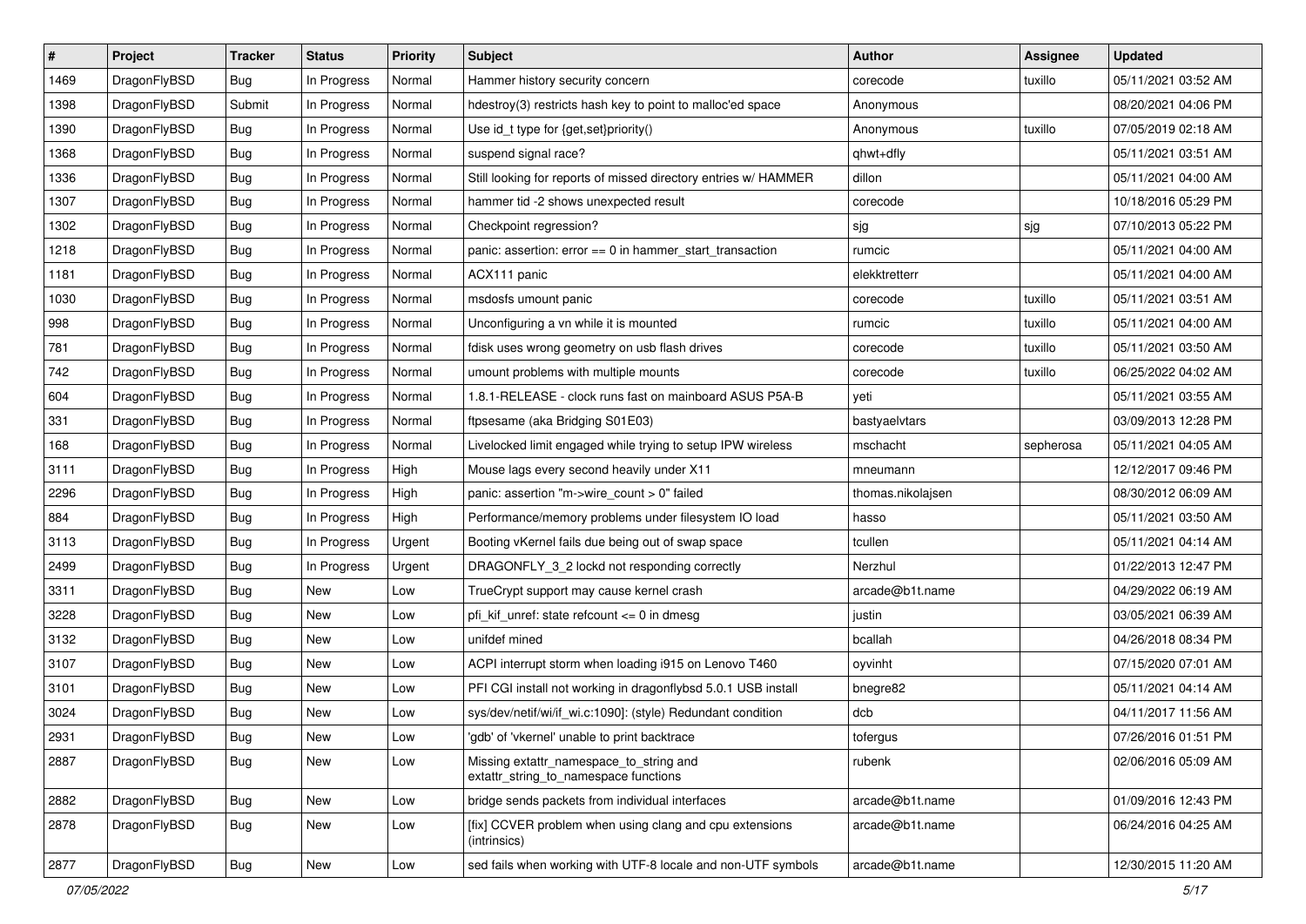| # | Project | Tracker | Status | Priority | Subject | Author | Assignee | Updated |
|---|---|---|---|---|---|---|---|---|
| 1469 | DragonFlyBSD | Bug | In Progress | Normal | Hammer history security concern | corecode | tuxillo | 05/11/2021 03:52 AM |
| 1398 | DragonFlyBSD | Submit | In Progress | Normal | hdestroy(3) restricts hash key to point to malloc'ed space | Anonymous | | 08/20/2021 04:06 PM |
| 1390 | DragonFlyBSD | Bug | In Progress | Normal | Use id_t type for {get,set}priority() | Anonymous | tuxillo | 07/05/2019 02:18 AM |
| 1368 | DragonFlyBSD | Bug | In Progress | Normal | suspend signal race? | qhwt+dfly | | 05/11/2021 03:51 AM |
| 1336 | DragonFlyBSD | Bug | In Progress | Normal | Still looking for reports of missed directory entries w/ HAMMER | dillon | | 05/11/2021 04:00 AM |
| 1307 | DragonFlyBSD | Bug | In Progress | Normal | hammer tid -2 shows unexpected result | corecode | | 10/18/2016 05:29 PM |
| 1302 | DragonFlyBSD | Bug | In Progress | Normal | Checkpoint regression? | sjg | sjg | 07/10/2013 05:22 PM |
| 1218 | DragonFlyBSD | Bug | In Progress | Normal | panic: assertion: error == 0 in hammer_start_transaction | rumcic | | 05/11/2021 04:00 AM |
| 1181 | DragonFlyBSD | Bug | In Progress | Normal | ACX111 panic | elekktretterr | | 05/11/2021 04:00 AM |
| 1030 | DragonFlyBSD | Bug | In Progress | Normal | msdosfs umount panic | corecode | tuxillo | 05/11/2021 03:51 AM |
| 998 | DragonFlyBSD | Bug | In Progress | Normal | Unconfiguring a vn while it is mounted | rumcic | tuxillo | 05/11/2021 04:00 AM |
| 781 | DragonFlyBSD | Bug | In Progress | Normal | fdisk uses wrong geometry on usb flash drives | corecode | tuxillo | 05/11/2021 03:50 AM |
| 742 | DragonFlyBSD | Bug | In Progress | Normal | umount problems with multiple mounts | corecode | tuxillo | 06/25/2022 04:02 AM |
| 604 | DragonFlyBSD | Bug | In Progress | Normal | 1.8.1-RELEASE - clock runs fast on mainboard ASUS P5A-B | yeti | | 05/11/2021 03:55 AM |
| 331 | DragonFlyBSD | Bug | In Progress | Normal | ftpsesame (aka Bridging S01E03) | bastyaelvtars | | 03/09/2013 12:28 PM |
| 168 | DragonFlyBSD | Bug | In Progress | Normal | Livelocked limit engaged while trying to setup IPW wireless | mschacht | sepherosa | 05/11/2021 04:05 AM |
| 3111 | DragonFlyBSD | Bug | In Progress | High | Mouse lags every second heavily under X11 | mneumann | | 12/12/2017 09:46 PM |
| 2296 | DragonFlyBSD | Bug | In Progress | High | panic: assertion "m->wire_count > 0" failed | thomas.nikolajsen | | 08/30/2012 06:09 AM |
| 884 | DragonFlyBSD | Bug | In Progress | High | Performance/memory problems under filesystem IO load | hasso | | 05/11/2021 03:50 AM |
| 3113 | DragonFlyBSD | Bug | In Progress | Urgent | Booting vKernel fails due being out of swap space | tcullen | | 05/11/2021 04:14 AM |
| 2499 | DragonFlyBSD | Bug | In Progress | Urgent | DRAGONFLY_3_2 lockd not responding correctly | Nerzhul | | 01/22/2013 12:47 PM |
| 3311 | DragonFlyBSD | Bug | New | Low | TrueCrypt support may cause kernel crash | arcade@b1t.name | | 04/29/2022 06:19 AM |
| 3228 | DragonFlyBSD | Bug | New | Low | pfi_kif_unref: state refcount <= 0 in dmesg | justin | | 03/05/2021 06:39 AM |
| 3132 | DragonFlyBSD | Bug | New | Low | unifdef mined | bcallah | | 04/26/2018 08:34 PM |
| 3107 | DragonFlyBSD | Bug | New | Low | ACPI interrupt storm when loading i915 on Lenovo T460 | oyvinht | | 07/15/2020 07:01 AM |
| 3101 | DragonFlyBSD | Bug | New | Low | PFI CGI install not working in dragonflybsd 5.0.1 USB install | bnegre82 | | 05/11/2021 04:14 AM |
| 3024 | DragonFlyBSD | Bug | New | Low | sys/dev/netif/wi/if_wi.c:1090]: (style) Redundant condition | dcb | | 04/11/2017 11:56 AM |
| 2931 | DragonFlyBSD | Bug | New | Low | 'gdb' of 'vkernel' unable to print backtrace | tofergus | | 07/26/2016 01:51 PM |
| 2887 | DragonFlyBSD | Bug | New | Low | Missing extattr_namespace_to_string and extattr_string_to_namespace functions | rubenk | | 02/06/2016 05:09 AM |
| 2882 | DragonFlyBSD | Bug | New | Low | bridge sends packets from individual interfaces | arcade@b1t.name | | 01/09/2016 12:43 PM |
| 2878 | DragonFlyBSD | Bug | New | Low | [fix] CCVER problem when using clang and cpu extensions (intrinsics) | arcade@b1t.name | | 06/24/2016 04:25 AM |
| 2877 | DragonFlyBSD | Bug | New | Low | sed fails when working with UTF-8 locale and non-UTF symbols | arcade@b1t.name | | 12/30/2015 11:20 AM |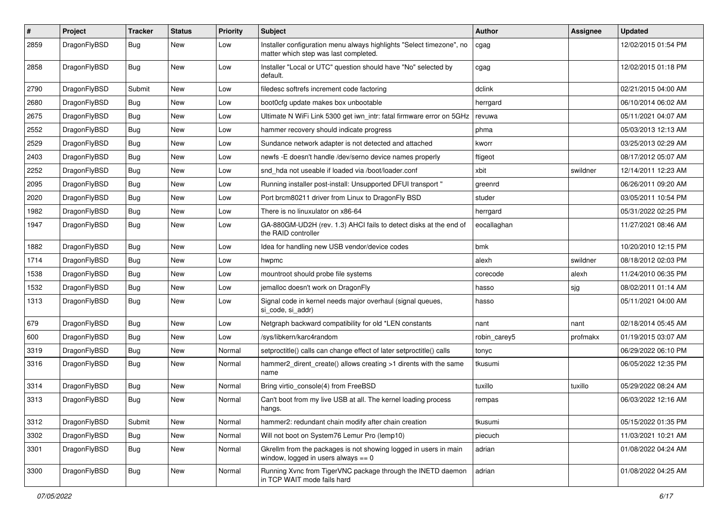| # | Project | Tracker | Status | Priority | Subject | Author | Assignee | Updated |
|---|---|---|---|---|---|---|---|---|
| 2859 | DragonFlyBSD | Bug | New | Low | Installer configuration menu always highlights "Select timezone", no matter which step was last completed. | cgag | | 12/02/2015 01:54 PM |
| 2858 | DragonFlyBSD | Bug | New | Low | Installer "Local or UTC" question should have "No" selected by default. | cgag | | 12/02/2015 01:18 PM |
| 2790 | DragonFlyBSD | Submit | New | Low | filedesc softrefs increment code factoring | dclink | | 02/21/2015 04:00 AM |
| 2680 | DragonFlyBSD | Bug | New | Low | boot0cfg update makes box unbootable | herrgard | | 06/10/2014 06:02 AM |
| 2675 | DragonFlyBSD | Bug | New | Low | Ultimate N WiFi Link 5300 get iwn_intr: fatal firmware error on 5GHz | revuwa | | 05/11/2021 04:07 AM |
| 2552 | DragonFlyBSD | Bug | New | Low | hammer recovery should indicate progress | phma | | 05/03/2013 12:13 AM |
| 2529 | DragonFlyBSD | Bug | New | Low | Sundance network adapter is not detected and attached | kworr | | 03/25/2013 02:29 AM |
| 2403 | DragonFlyBSD | Bug | New | Low | newfs -E doesn't handle /dev/serno device names properly | ftigeot | | 08/17/2012 05:07 AM |
| 2252 | DragonFlyBSD | Bug | New | Low | snd_hda not useable if loaded via /boot/loader.conf | xbit | swildner | 12/14/2011 12:23 AM |
| 2095 | DragonFlyBSD | Bug | New | Low | Running installer post-install: Unsupported DFUI transport " | greenrd | | 06/26/2011 09:20 AM |
| 2020 | DragonFlyBSD | Bug | New | Low | Port brcm80211 driver from Linux to DragonFly BSD | studer | | 03/05/2011 10:54 PM |
| 1982 | DragonFlyBSD | Bug | New | Low | There is no linuxulator on x86-64 | herrgard | | 05/31/2022 02:25 PM |
| 1947 | DragonFlyBSD | Bug | New | Low | GA-880GM-UD2H (rev. 1.3) AHCI fails to detect disks at the end of the RAID controller | eocallaghan | | 11/27/2021 08:46 AM |
| 1882 | DragonFlyBSD | Bug | New | Low | Idea for handling new USB vendor/device codes | bmk | | 10/20/2010 12:15 PM |
| 1714 | DragonFlyBSD | Bug | New | Low | hwpmc | alexh | swildner | 08/18/2012 02:03 PM |
| 1538 | DragonFlyBSD | Bug | New | Low | mountroot should probe file systems | corecode | alexh | 11/24/2010 06:35 PM |
| 1532 | DragonFlyBSD | Bug | New | Low | jemalloc doesn't work on DragonFly | hasso | sjg | 08/02/2011 01:14 AM |
| 1313 | DragonFlyBSD | Bug | New | Low | Signal code in kernel needs major overhaul (signal queues, si_code, si_addr) | hasso | | 05/11/2021 04:00 AM |
| 679 | DragonFlyBSD | Bug | New | Low | Netgraph backward compatibility for old *LEN constants | nant | nant | 02/18/2014 05:45 AM |
| 600 | DragonFlyBSD | Bug | New | Low | /sys/libkern/karc4random | robin_carey5 | profmakx | 01/19/2015 03:07 AM |
| 3319 | DragonFlyBSD | Bug | New | Normal | setproctitle() calls can change effect of later setproctitle() calls | tonyc | | 06/29/2022 06:10 PM |
| 3316 | DragonFlyBSD | Bug | New | Normal | hammer2_dirent_create() allows creating >1 dirents with the same name | tkusumi | | 06/05/2022 12:35 PM |
| 3314 | DragonFlyBSD | Bug | New | Normal | Bring virtio_console(4) from FreeBSD | tuxillo | tuxillo | 05/29/2022 08:24 AM |
| 3313 | DragonFlyBSD | Bug | New | Normal | Can't boot from my live USB at all. The kernel loading process hangs. | rempas | | 06/03/2022 12:16 AM |
| 3312 | DragonFlyBSD | Submit | New | Normal | hammer2: redundant chain modify after chain creation | tkusumi | | 05/15/2022 01:35 PM |
| 3302 | DragonFlyBSD | Bug | New | Normal | Will not boot on System76 Lemur Pro (lemp10) | piecuch | | 11/03/2021 10:21 AM |
| 3301 | DragonFlyBSD | Bug | New | Normal | Gkrellm from the packages is not showing logged in users in main window, logged in users always == 0 | adrian | | 01/08/2022 04:24 AM |
| 3300 | DragonFlyBSD | Bug | New | Normal | Running Xvnc from TigerVNC package through the INETD daemon in TCP WAIT mode fails hard | adrian | | 01/08/2022 04:25 AM |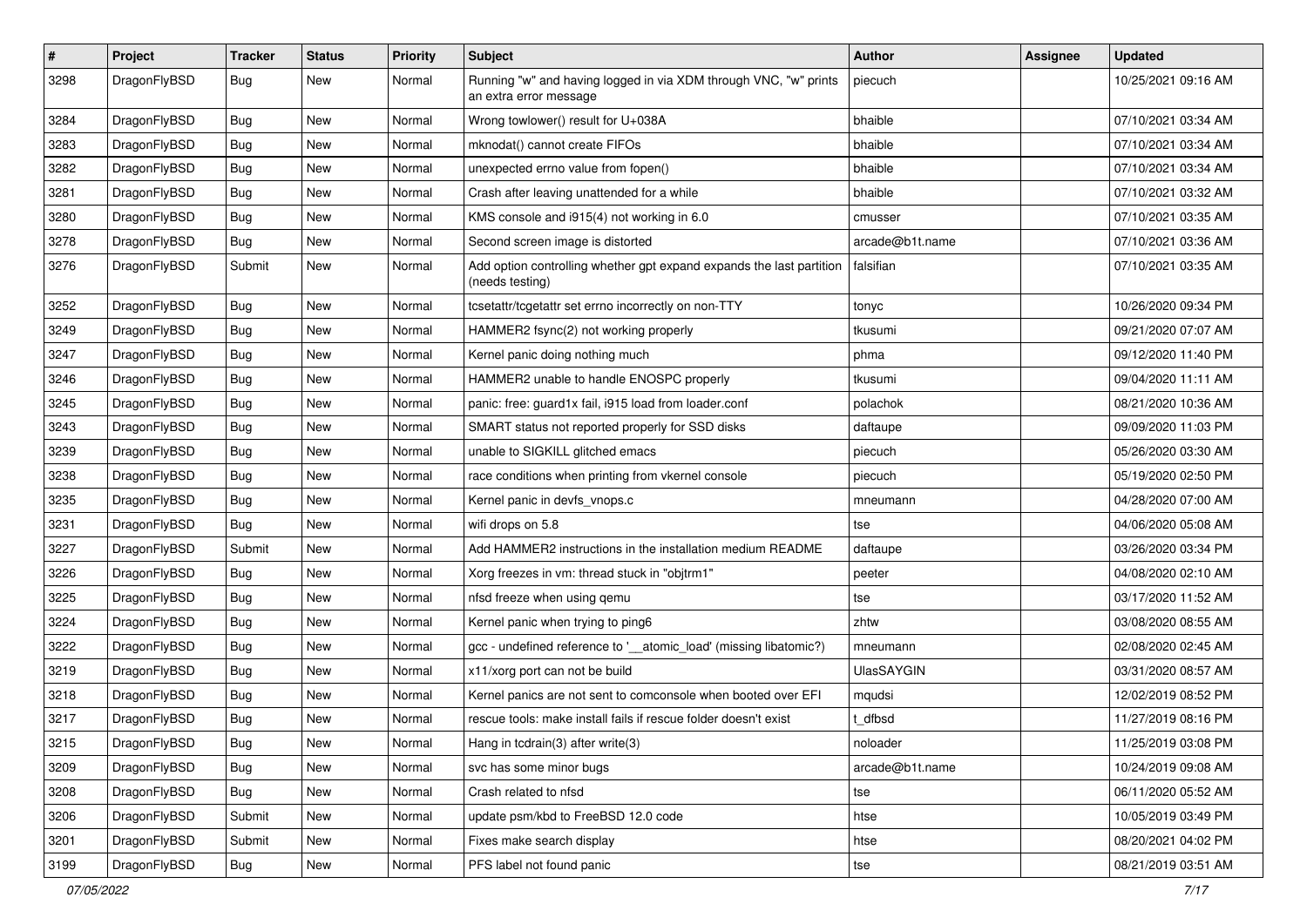| # | Project | Tracker | Status | Priority | Subject | Author | Assignee | Updated |
|---|---|---|---|---|---|---|---|---|
| 3298 | DragonFlyBSD | Bug | New | Normal | Running "w" and having logged in via XDM through VNC, "w" prints an extra error message | piecuch | | 10/25/2021 09:16 AM |
| 3284 | DragonFlyBSD | Bug | New | Normal | Wrong towlower() result for U+038A | bhaible | | 07/10/2021 03:34 AM |
| 3283 | DragonFlyBSD | Bug | New | Normal | mknodat() cannot create FIFOs | bhaible | | 07/10/2021 03:34 AM |
| 3282 | DragonFlyBSD | Bug | New | Normal | unexpected errno value from fopen() | bhaible | | 07/10/2021 03:34 AM |
| 3281 | DragonFlyBSD | Bug | New | Normal | Crash after leaving unattended for a while | bhaible | | 07/10/2021 03:32 AM |
| 3280 | DragonFlyBSD | Bug | New | Normal | KMS console and i915(4) not working in 6.0 | cmusser | | 07/10/2021 03:35 AM |
| 3278 | DragonFlyBSD | Bug | New | Normal | Second screen image is distorted | arcade@b1t.name | | 07/10/2021 03:36 AM |
| 3276 | DragonFlyBSD | Submit | New | Normal | Add option controlling whether gpt expand expands the last partition (needs testing) | falsifian | | 07/10/2021 03:35 AM |
| 3252 | DragonFlyBSD | Bug | New | Normal | tcsetattr/tcgetattr set errno incorrectly on non-TTY | tonyc | | 10/26/2020 09:34 PM |
| 3249 | DragonFlyBSD | Bug | New | Normal | HAMMER2 fsync(2) not working properly | tkusumi | | 09/21/2020 07:07 AM |
| 3247 | DragonFlyBSD | Bug | New | Normal | Kernel panic doing nothing much | phma | | 09/12/2020 11:40 PM |
| 3246 | DragonFlyBSD | Bug | New | Normal | HAMMER2 unable to handle ENOSPC properly | tkusumi | | 09/04/2020 11:11 AM |
| 3245 | DragonFlyBSD | Bug | New | Normal | panic: free: guard1x fail, i915 load from loader.conf | polachok | | 08/21/2020 10:36 AM |
| 3243 | DragonFlyBSD | Bug | New | Normal | SMART status not reported properly for SSD disks | daftaupe | | 09/09/2020 11:03 PM |
| 3239 | DragonFlyBSD | Bug | New | Normal | unable to SIGKILL glitched emacs | piecuch | | 05/26/2020 03:30 AM |
| 3238 | DragonFlyBSD | Bug | New | Normal | race conditions when printing from vkernel console | piecuch | | 05/19/2020 02:50 PM |
| 3235 | DragonFlyBSD | Bug | New | Normal | Kernel panic in devfs_vnops.c | mneumann | | 04/28/2020 07:00 AM |
| 3231 | DragonFlyBSD | Bug | New | Normal | wifi drops on 5.8 | tse | | 04/06/2020 05:08 AM |
| 3227 | DragonFlyBSD | Submit | New | Normal | Add HAMMER2 instructions in the installation medium README | daftaupe | | 03/26/2020 03:34 PM |
| 3226 | DragonFlyBSD | Bug | New | Normal | Xorg freezes in vm: thread stuck in "objtrm1" | peeter | | 04/08/2020 02:10 AM |
| 3225 | DragonFlyBSD | Bug | New | Normal | nfsd freeze when using qemu | tse | | 03/17/2020 11:52 AM |
| 3224 | DragonFlyBSD | Bug | New | Normal | Kernel panic when trying to ping6 | zhtw | | 03/08/2020 08:55 AM |
| 3222 | DragonFlyBSD | Bug | New | Normal | gcc - undefined reference to '__atomic_load' (missing libatomic?) | mneumann | | 02/08/2020 02:45 AM |
| 3219 | DragonFlyBSD | Bug | New | Normal | x11/xorg port can not be build | UlasSAYGIN | | 03/31/2020 08:57 AM |
| 3218 | DragonFlyBSD | Bug | New | Normal | Kernel panics are not sent to comconsole when booted over EFI | mqudsi | | 12/02/2019 08:52 PM |
| 3217 | DragonFlyBSD | Bug | New | Normal | rescue tools: make install fails if rescue folder doesn't exist | t_dfbsd | | 11/27/2019 08:16 PM |
| 3215 | DragonFlyBSD | Bug | New | Normal | Hang in tcdrain(3) after write(3) | noloader | | 11/25/2019 03:08 PM |
| 3209 | DragonFlyBSD | Bug | New | Normal | svc has some minor bugs | arcade@b1t.name | | 10/24/2019 09:08 AM |
| 3208 | DragonFlyBSD | Bug | New | Normal | Crash related to nfsd | tse | | 06/11/2020 05:52 AM |
| 3206 | DragonFlyBSD | Submit | New | Normal | update psm/kbd to FreeBSD 12.0 code | htse | | 10/05/2019 03:49 PM |
| 3201 | DragonFlyBSD | Submit | New | Normal | Fixes make search display | htse | | 08/20/2021 04:02 PM |
| 3199 | DragonFlyBSD | Bug | New | Normal | PFS label not found panic | tse | | 08/21/2019 03:51 AM |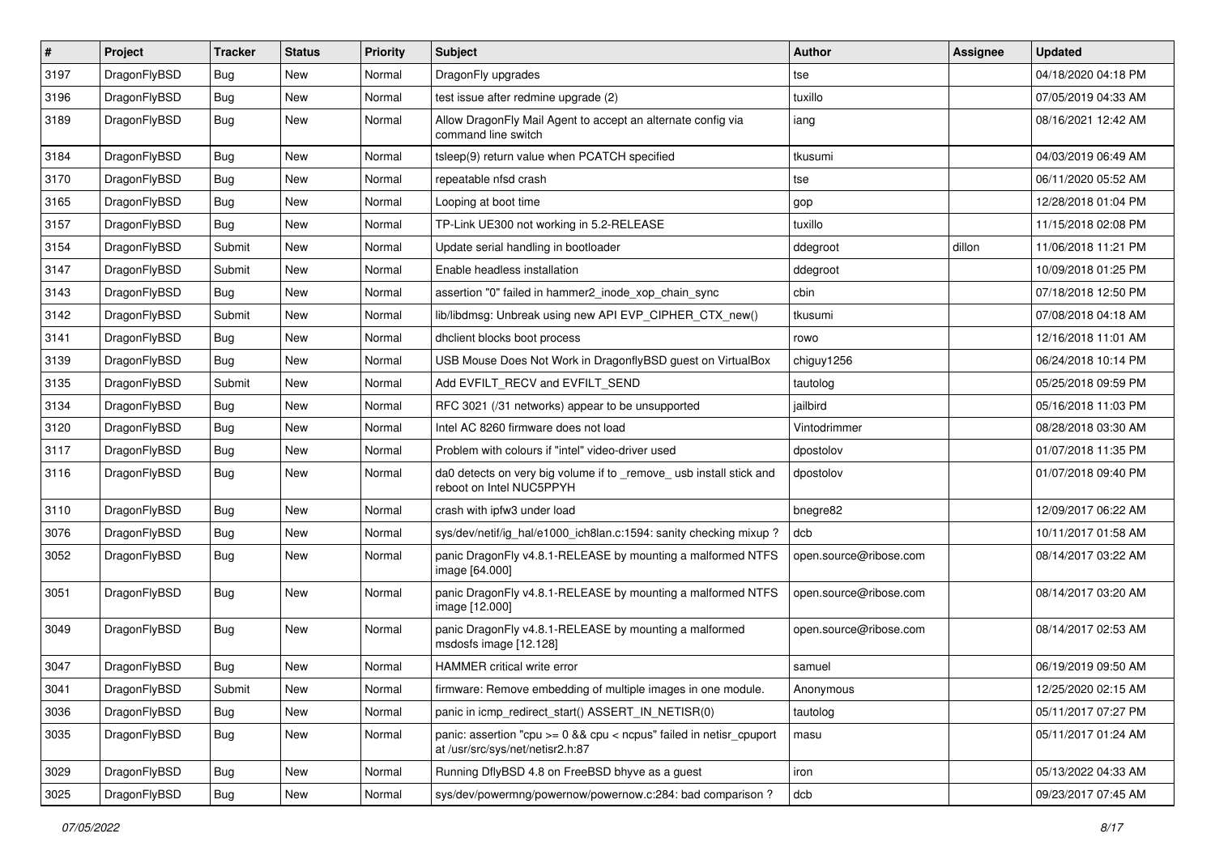| # | Project | Tracker | Status | Priority | Subject | Author | Assignee | Updated |
|---|---|---|---|---|---|---|---|---|
| 3197 | DragonFlyBSD | Bug | New | Normal | DragonFly upgrades | tse | | 04/18/2020 04:18 PM |
| 3196 | DragonFlyBSD | Bug | New | Normal | test issue after redmine upgrade (2) | tuxillo | | 07/05/2019 04:33 AM |
| 3189 | DragonFlyBSD | Bug | New | Normal | Allow DragonFly Mail Agent to accept an alternate config via command line switch | iang | | 08/16/2021 12:42 AM |
| 3184 | DragonFlyBSD | Bug | New | Normal | tsleep(9) return value when PCATCH specified | tkusumi | | 04/03/2019 06:49 AM |
| 3170 | DragonFlyBSD | Bug | New | Normal | repeatable nfsd crash | tse | | 06/11/2020 05:52 AM |
| 3165 | DragonFlyBSD | Bug | New | Normal | Looping at boot time | gop | | 12/28/2018 01:04 PM |
| 3157 | DragonFlyBSD | Bug | New | Normal | TP-Link UE300 not working in 5.2-RELEASE | tuxillo | | 11/15/2018 02:08 PM |
| 3154 | DragonFlyBSD | Submit | New | Normal | Update serial handling in bootloader | ddegroot | dillon | 11/06/2018 11:21 PM |
| 3147 | DragonFlyBSD | Submit | New | Normal | Enable headless installation | ddegroot | | 10/09/2018 01:25 PM |
| 3143 | DragonFlyBSD | Bug | New | Normal | assertion "0" failed in hammer2_inode_xop_chain_sync | cbin | | 07/18/2018 12:50 PM |
| 3142 | DragonFlyBSD | Submit | New | Normal | lib/libdmsg: Unbreak using new API EVP_CIPHER_CTX_new() | tkusumi | | 07/08/2018 04:18 AM |
| 3141 | DragonFlyBSD | Bug | New | Normal | dhclient blocks boot process | rowo | | 12/16/2018 11:01 AM |
| 3139 | DragonFlyBSD | Bug | New | Normal | USB Mouse Does Not Work in DragonflyBSD guest on VirtualBox | chiguy1256 | | 06/24/2018 10:14 PM |
| 3135 | DragonFlyBSD | Submit | New | Normal | Add EVFILT_RECV and EVFILT_SEND | tautolog | | 05/25/2018 09:59 PM |
| 3134 | DragonFlyBSD | Bug | New | Normal | RFC 3021 (/31 networks) appear to be unsupported | jailbird | | 05/16/2018 11:03 PM |
| 3120 | DragonFlyBSD | Bug | New | Normal | Intel AC 8260 firmware does not load | Vintodrimmer | | 08/28/2018 03:30 AM |
| 3117 | DragonFlyBSD | Bug | New | Normal | Problem with colours if "intel" video-driver used | dpostolov | | 01/07/2018 11:35 PM |
| 3116 | DragonFlyBSD | Bug | New | Normal | da0 detects on very big volume if to _remove_ usb install stick and reboot on Intel NUC5PPYH | dpostolov | | 01/07/2018 09:40 PM |
| 3110 | DragonFlyBSD | Bug | New | Normal | crash with ipfw3 under load | bnegre82 | | 12/09/2017 06:22 AM |
| 3076 | DragonFlyBSD | Bug | New | Normal | sys/dev/netif/ig_hal/e1000_ich8lan.c:1594: sanity checking mixup ? | dcb | | 10/11/2017 01:58 AM |
| 3052 | DragonFlyBSD | Bug | New | Normal | panic DragonFly v4.8.1-RELEASE by mounting a malformed NTFS image [64.000] | open.source@ribose.com | | 08/14/2017 03:22 AM |
| 3051 | DragonFlyBSD | Bug | New | Normal | panic DragonFly v4.8.1-RELEASE by mounting a malformed NTFS image [12.000] | open.source@ribose.com | | 08/14/2017 03:20 AM |
| 3049 | DragonFlyBSD | Bug | New | Normal | panic DragonFly v4.8.1-RELEASE by mounting a malformed msdosfs image [12.128] | open.source@ribose.com | | 08/14/2017 02:53 AM |
| 3047 | DragonFlyBSD | Bug | New | Normal | HAMMER critical write error | samuel | | 06/19/2019 09:50 AM |
| 3041 | DragonFlyBSD | Submit | New | Normal | firmware: Remove embedding of multiple images in one module. | Anonymous | | 12/25/2020 02:15 AM |
| 3036 | DragonFlyBSD | Bug | New | Normal | panic in icmp_redirect_start() ASSERT_IN_NETISR(0) | tautolog | | 05/11/2017 07:27 PM |
| 3035 | DragonFlyBSD | Bug | New | Normal | panic: assertion "cpu >= 0 && cpu < ncpus" failed in netisr_cpuport at /usr/src/sys/net/netisr2.h:87 | masu | | 05/11/2017 01:24 AM |
| 3029 | DragonFlyBSD | Bug | New | Normal | Running DflyBSD 4.8 on FreeBSD bhyve as a guest | iron | | 05/13/2022 04:33 AM |
| 3025 | DragonFlyBSD | Bug | New | Normal | sys/dev/powermng/powernow/powernow.c:284: bad comparison ? | dcb | | 09/23/2017 07:45 AM |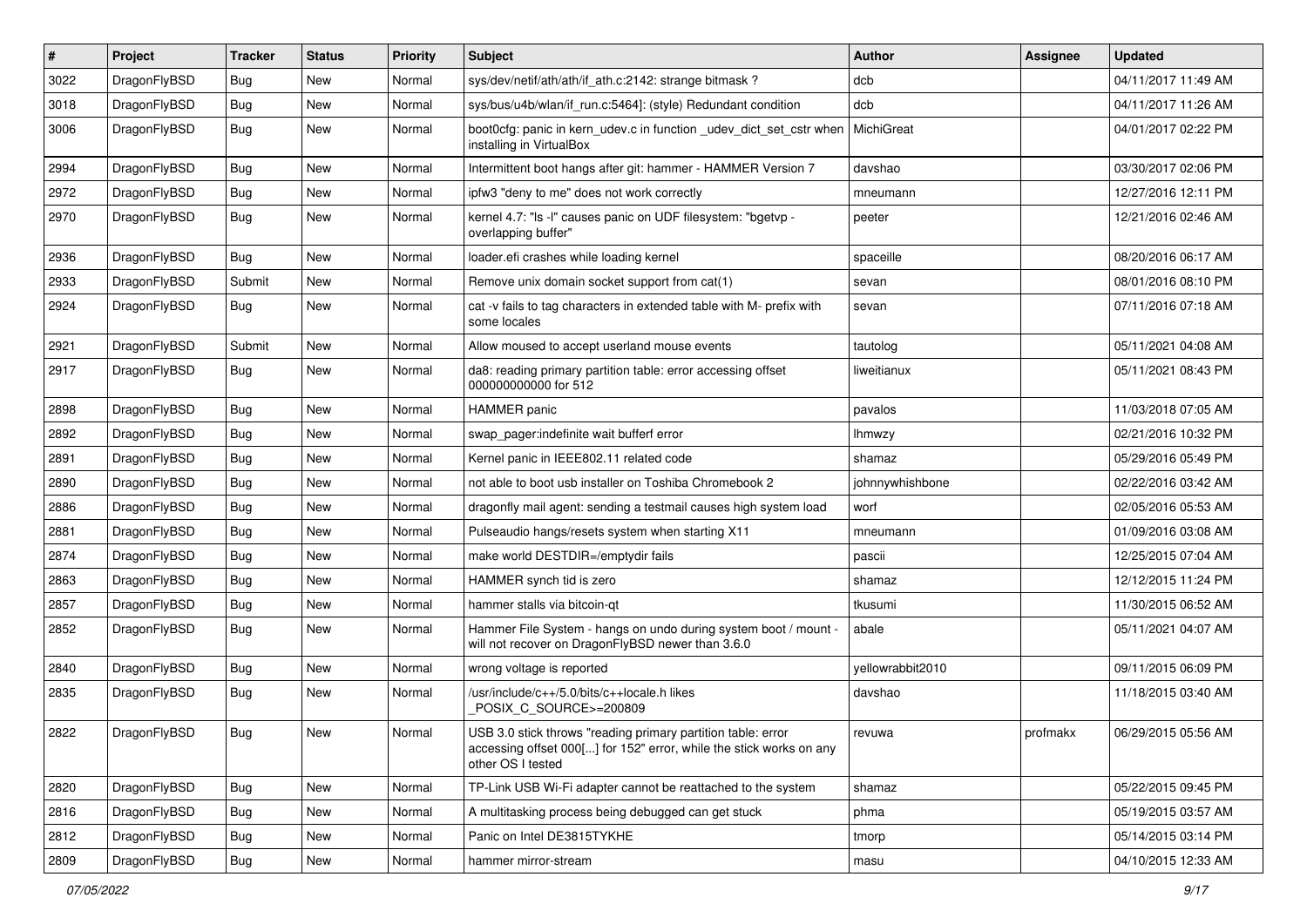| # | Project | Tracker | Status | Priority | Subject | Author | Assignee | Updated |
|---|---|---|---|---|---|---|---|---|
| 3022 | DragonFlyBSD | Bug | New | Normal | sys/dev/netif/ath/ath/if_ath.c:2142: strange bitmask ? | dcb | | 04/11/2017 11:49 AM |
| 3018 | DragonFlyBSD | Bug | New | Normal | sys/bus/u4b/wlan/if_run.c:5464]: (style) Redundant condition | dcb | | 04/11/2017 11:26 AM |
| 3006 | DragonFlyBSD | Bug | New | Normal | boot0cfg: panic in kern_udev.c in function _udev_dict_set_cstr when installing in VirtualBox | MichiGreat | | 04/01/2017 02:22 PM |
| 2994 | DragonFlyBSD | Bug | New | Normal | Intermittent boot hangs after git: hammer - HAMMER Version 7 | davshao | | 03/30/2017 02:06 PM |
| 2972 | DragonFlyBSD | Bug | New | Normal | ipfw3 "deny to me" does not work correctly | mneumann | | 12/27/2016 12:11 PM |
| 2970 | DragonFlyBSD | Bug | New | Normal | kernel 4.7: "ls -l" causes panic on UDF filesystem: "bgetvp - overlapping buffer" | peeter | | 12/21/2016 02:46 AM |
| 2936 | DragonFlyBSD | Bug | New | Normal | loader.efi crashes while loading kernel | spaceille | | 08/20/2016 06:17 AM |
| 2933 | DragonFlyBSD | Submit | New | Normal | Remove unix domain socket support from cat(1) | sevan | | 08/01/2016 08:10 PM |
| 2924 | DragonFlyBSD | Bug | New | Normal | cat -v fails to tag characters in extended table with M- prefix with some locales | sevan | | 07/11/2016 07:18 AM |
| 2921 | DragonFlyBSD | Submit | New | Normal | Allow moused to accept userland mouse events | tautolog | | 05/11/2021 04:08 AM |
| 2917 | DragonFlyBSD | Bug | New | Normal | da8: reading primary partition table: error accessing offset 000000000000 for 512 | liweitianux | | 05/11/2021 08:43 PM |
| 2898 | DragonFlyBSD | Bug | New | Normal | HAMMER panic | pavalos | | 11/03/2018 07:05 AM |
| 2892 | DragonFlyBSD | Bug | New | Normal | swap_pager:indefinite wait bufferf error | lhmwzy | | 02/21/2016 10:32 PM |
| 2891 | DragonFlyBSD | Bug | New | Normal | Kernel panic in IEEE802.11 related code | shamaz | | 05/29/2016 05:49 PM |
| 2890 | DragonFlyBSD | Bug | New | Normal | not able to boot usb installer on Toshiba Chromebook 2 | johnnywhishbone | | 02/22/2016 03:42 AM |
| 2886 | DragonFlyBSD | Bug | New | Normal | dragonfly mail agent: sending a testmail causes high system load | worf | | 02/05/2016 05:53 AM |
| 2881 | DragonFlyBSD | Bug | New | Normal | Pulseaudio hangs/resets system when starting X11 | mneumann | | 01/09/2016 03:08 AM |
| 2874 | DragonFlyBSD | Bug | New | Normal | make world DESTDIR=/emptydir fails | pascii | | 12/25/2015 07:04 AM |
| 2863 | DragonFlyBSD | Bug | New | Normal | HAMMER synch tid is zero | shamaz | | 12/12/2015 11:24 PM |
| 2857 | DragonFlyBSD | Bug | New | Normal | hammer stalls via bitcoin-qt | tkusumi | | 11/30/2015 06:52 AM |
| 2852 | DragonFlyBSD | Bug | New | Normal | Hammer File System - hangs on undo during system boot / mount - will not recover on DragonFlyBSD newer than 3.6.0 | abale | | 05/11/2021 04:07 AM |
| 2840 | DragonFlyBSD | Bug | New | Normal | wrong voltage is reported | yellowrabbit2010 | | 09/11/2015 06:09 PM |
| 2835 | DragonFlyBSD | Bug | New | Normal | /usr/include/c++/5.0/bits/c++locale.h likes _POSIX_C_SOURCE>=200809 | davshao | | 11/18/2015 03:40 AM |
| 2822 | DragonFlyBSD | Bug | New | Normal | USB 3.0 stick throws "reading primary partition table: error accessing offset 000[...] for 152" error, while the stick works on any other OS I tested | revuwa | profmakx | 06/29/2015 05:56 AM |
| 2820 | DragonFlyBSD | Bug | New | Normal | TP-Link USB Wi-Fi adapter cannot be reattached to the system | shamaz | | 05/22/2015 09:45 PM |
| 2816 | DragonFlyBSD | Bug | New | Normal | A multitasking process being debugged can get stuck | phma | | 05/19/2015 03:57 AM |
| 2812 | DragonFlyBSD | Bug | New | Normal | Panic on Intel DE3815TYKHE | tmorp | | 05/14/2015 03:14 PM |
| 2809 | DragonFlyBSD | Bug | New | Normal | hammer mirror-stream | masu | | 04/10/2015 12:33 AM |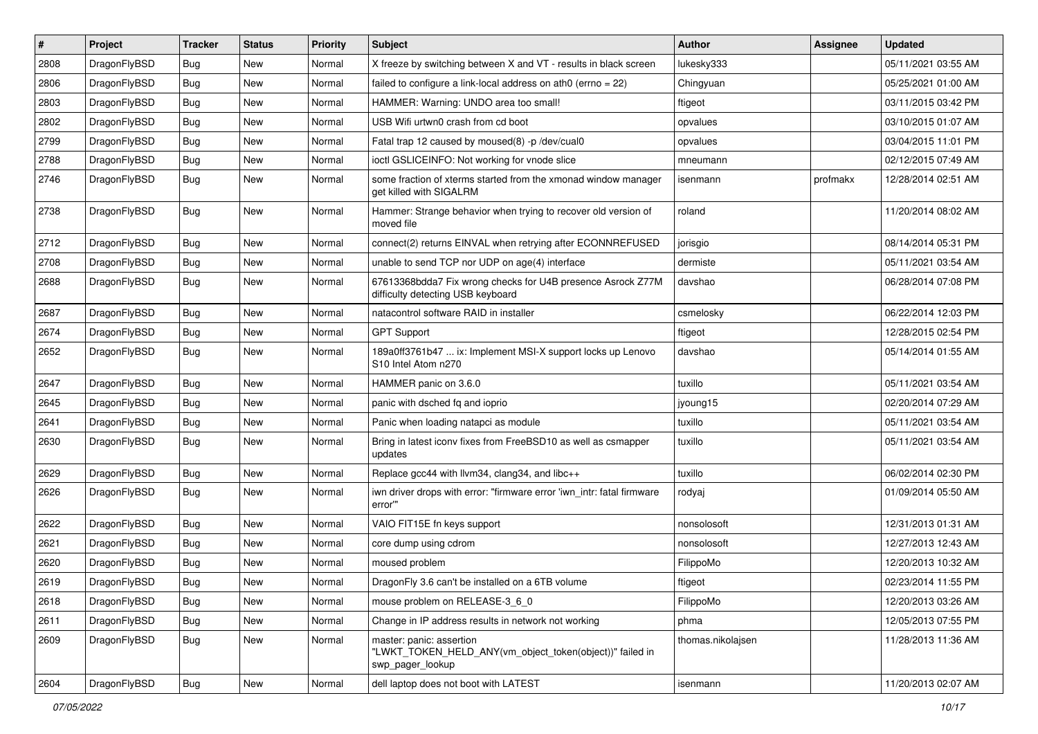| # | Project | Tracker | Status | Priority | Subject | Author | Assignee | Updated |
|---|---|---|---|---|---|---|---|---|
| 2808 | DragonFlyBSD | Bug | New | Normal | X freeze by switching between X and VT - results in black screen | lukesky333 | | 05/11/2021 03:55 AM |
| 2806 | DragonFlyBSD | Bug | New | Normal | failed to configure a link-local address on ath0 (errno = 22) | Chingyuan | | 05/25/2021 01:00 AM |
| 2803 | DragonFlyBSD | Bug | New | Normal | HAMMER: Warning: UNDO area too small! | ftigeot | | 03/11/2015 03:42 PM |
| 2802 | DragonFlyBSD | Bug | New | Normal | USB Wifi urtwn0 crash from cd boot | opvalues | | 03/10/2015 01:07 AM |
| 2799 | DragonFlyBSD | Bug | New | Normal | Fatal trap 12 caused by moused(8) -p /dev/cual0 | opvalues | | 03/04/2015 11:01 PM |
| 2788 | DragonFlyBSD | Bug | New | Normal | ioctl GSLICEINFO: Not working for vnode slice | mneumann | | 02/12/2015 07:49 AM |
| 2746 | DragonFlyBSD | Bug | New | Normal | some fraction of xterms started from the xmonad window manager get killed with SIGALRM | isenmann | profmakx | 12/28/2014 02:51 AM |
| 2738 | DragonFlyBSD | Bug | New | Normal | Hammer: Strange behavior when trying to recover old version of moved file | roland | | 11/20/2014 08:02 AM |
| 2712 | DragonFlyBSD | Bug | New | Normal | connect(2) returns EINVAL when retrying after ECONNREFUSED | jorisgio | | 08/14/2014 05:31 PM |
| 2708 | DragonFlyBSD | Bug | New | Normal | unable to send TCP nor UDP on age(4) interface | dermiste | | 05/11/2021 03:54 AM |
| 2688 | DragonFlyBSD | Bug | New | Normal | 67613368bdda7 Fix wrong checks for U4B presence Asrock Z77M difficulty detecting USB keyboard | davshao | | 06/28/2014 07:08 PM |
| 2687 | DragonFlyBSD | Bug | New | Normal | natacontrol software RAID in installer | csmelosky | | 06/22/2014 12:03 PM |
| 2674 | DragonFlyBSD | Bug | New | Normal | GPT Support | ftigeot | | 12/28/2015 02:54 PM |
| 2652 | DragonFlyBSD | Bug | New | Normal | 189a0ff3761b47 ... ix: Implement MSI-X support locks up Lenovo S10 Intel Atom n270 | davshao | | 05/14/2014 01:55 AM |
| 2647 | DragonFlyBSD | Bug | New | Normal | HAMMER panic on 3.6.0 | tuxillo | | 05/11/2021 03:54 AM |
| 2645 | DragonFlyBSD | Bug | New | Normal | panic with dsched fq and ioprio | jyoung15 | | 02/20/2014 07:29 AM |
| 2641 | DragonFlyBSD | Bug | New | Normal | Panic when loading natapci as module | tuxillo | | 05/11/2021 03:54 AM |
| 2630 | DragonFlyBSD | Bug | New | Normal | Bring in latest iconv fixes from FreeBSD10 as well as csmapper updates | tuxillo | | 05/11/2021 03:54 AM |
| 2629 | DragonFlyBSD | Bug | New | Normal | Replace gcc44 with llvm34, clang34, and libc++ | tuxillo | | 06/02/2014 02:30 PM |
| 2626 | DragonFlyBSD | Bug | New | Normal | iwn driver drops with error: "firmware error 'iwn_intr: fatal firmware error'" | rodyaj | | 01/09/2014 05:50 AM |
| 2622 | DragonFlyBSD | Bug | New | Normal | VAIO FIT15E fn keys support | nonsolosoft | | 12/31/2013 01:31 AM |
| 2621 | DragonFlyBSD | Bug | New | Normal | core dump using cdrom | nonsolosoft | | 12/27/2013 12:43 AM |
| 2620 | DragonFlyBSD | Bug | New | Normal | moused problem | FilippoMo | | 12/20/2013 10:32 AM |
| 2619 | DragonFlyBSD | Bug | New | Normal | DragonFly 3.6 can't be installed on a 6TB volume | ftigeot | | 02/23/2014 11:55 PM |
| 2618 | DragonFlyBSD | Bug | New | Normal | mouse problem on RELEASE-3_6_0 | FilippoMo | | 12/20/2013 03:26 AM |
| 2611 | DragonFlyBSD | Bug | New | Normal | Change in IP address results in network not working | phma | | 12/05/2013 07:55 PM |
| 2609 | DragonFlyBSD | Bug | New | Normal | master: panic: assertion "LWKT_TOKEN_HELD_ANY(vm_object_token(object))" failed in swp_pager_lookup | thomas.nikolajsen | | 11/28/2013 11:36 AM |
| 2604 | DragonFlyBSD | Bug | New | Normal | dell laptop does not boot with LATEST | isenmann | | 11/20/2013 02:07 AM |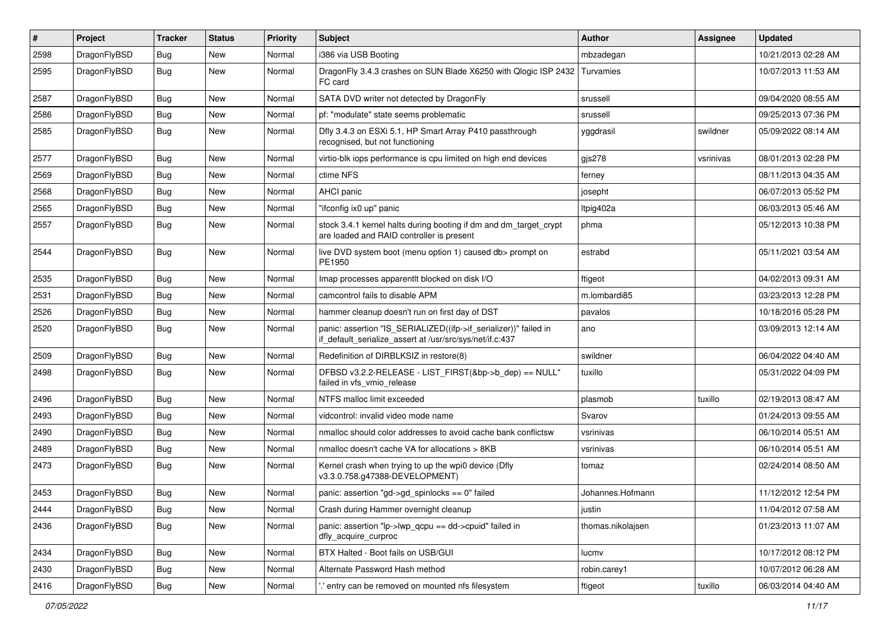| # | Project | Tracker | Status | Priority | Subject | Author | Assignee | Updated |
|---|---|---|---|---|---|---|---|---|
| 2598 | DragonFlyBSD | Bug | New | Normal | i386 via USB Booting | mbzadegan | | 10/21/2013 02:28 AM |
| 2595 | DragonFlyBSD | Bug | New | Normal | DragonFly 3.4.3 crashes on SUN Blade X6250 with Qlogic ISP 2432 FC card | Turvamies | | 10/07/2013 11:53 AM |
| 2587 | DragonFlyBSD | Bug | New | Normal | SATA DVD writer not detected by DragonFly | srussell | | 09/04/2020 08:55 AM |
| 2586 | DragonFlyBSD | Bug | New | Normal | pf: "modulate" state seems problematic | srussell | | 09/25/2013 07:36 PM |
| 2585 | DragonFlyBSD | Bug | New | Normal | Dfly 3.4.3 on ESXi 5.1, HP Smart Array P410 passthrough recognised, but not functioning | yggdrasil | swildner | 05/09/2022 08:14 AM |
| 2577 | DragonFlyBSD | Bug | New | Normal | virtio-blk iops performance is cpu limited on high end devices | gjs278 | vsrinivas | 08/01/2013 02:28 PM |
| 2569 | DragonFlyBSD | Bug | New | Normal | ctime NFS | ferney | | 08/11/2013 04:35 AM |
| 2568 | DragonFlyBSD | Bug | New | Normal | AHCI panic | josepht | | 06/07/2013 05:52 PM |
| 2565 | DragonFlyBSD | Bug | New | Normal | "ifconfig ix0 up" panic | ltpig402a | | 06/03/2013 05:46 AM |
| 2557 | DragonFlyBSD | Bug | New | Normal | stock 3.4.1 kernel halts during booting if dm and dm_target_crypt are loaded and RAID controller is present | phma | | 05/12/2013 10:38 PM |
| 2544 | DragonFlyBSD | Bug | New | Normal | live DVD system boot (menu option 1) caused db> prompt on PE1950 | estrabd | | 05/11/2021 03:54 AM |
| 2535 | DragonFlyBSD | Bug | New | Normal | Imap processes apparentlt blocked on disk I/O | ftigeot | | 04/02/2013 09:31 AM |
| 2531 | DragonFlyBSD | Bug | New | Normal | camcontrol fails to disable APM | m.lombardi85 | | 03/23/2013 12:28 PM |
| 2526 | DragonFlyBSD | Bug | New | Normal | hammer cleanup doesn't run on first day of DST | pavalos | | 10/18/2016 05:28 PM |
| 2520 | DragonFlyBSD | Bug | New | Normal | panic: assertion "IS_SERIALIZED((ifp->if_serializer))" failed in if_default_serialize_assert at /usr/src/sys/net/if.c:437 | ano | | 03/09/2013 12:14 AM |
| 2509 | DragonFlyBSD | Bug | New | Normal | Redefinition of DIRBLKSIZ in restore(8) | swildner | | 06/04/2022 04:40 AM |
| 2498 | DragonFlyBSD | Bug | New | Normal | DFBSD v3.2.2-RELEASE - LIST_FIRST(&bp->b_dep) == NULL" failed in vfs_vmio_release | tuxillo | | 05/31/2022 04:09 PM |
| 2496 | DragonFlyBSD | Bug | New | Normal | NTFS malloc limit exceeded | plasmob | tuxillo | 02/19/2013 08:47 AM |
| 2493 | DragonFlyBSD | Bug | New | Normal | vidcontrol: invalid video mode name | Svarov | | 01/24/2013 09:55 AM |
| 2490 | DragonFlyBSD | Bug | New | Normal | nmalloc should color addresses to avoid cache bank conflictsw | vsrinivas | | 06/10/2014 05:51 AM |
| 2489 | DragonFlyBSD | Bug | New | Normal | nmalloc doesn't cache VA for allocations > 8KB | vsrinivas | | 06/10/2014 05:51 AM |
| 2473 | DragonFlyBSD | Bug | New | Normal | Kernel crash when trying to up the wpi0 device (Dfly v3.3.0.758.g47388-DEVELOPMENT) | tomaz | | 02/24/2014 08:50 AM |
| 2453 | DragonFlyBSD | Bug | New | Normal | panic: assertion "gd->gd_spinlocks == 0" failed | Johannes.Hofmann | | 11/12/2012 12:54 PM |
| 2444 | DragonFlyBSD | Bug | New | Normal | Crash during Hammer overnight cleanup | justin | | 11/04/2012 07:58 AM |
| 2436 | DragonFlyBSD | Bug | New | Normal | panic: assertion "lp->lwp_qcpu == dd->cpuid" failed in dfly_acquire_curproc | thomas.nikolajsen | | 01/23/2013 11:07 AM |
| 2434 | DragonFlyBSD | Bug | New | Normal | BTX Halted - Boot fails on USB/GUI | lucmv | | 10/17/2012 08:12 PM |
| 2430 | DragonFlyBSD | Bug | New | Normal | Alternate Password Hash method | robin.carey1 | | 10/07/2012 06:28 AM |
| 2416 | DragonFlyBSD | Bug | New | Normal | '.' entry can be removed on mounted nfs filesystem | ftigeot | tuxillo | 06/03/2014 04:40 AM |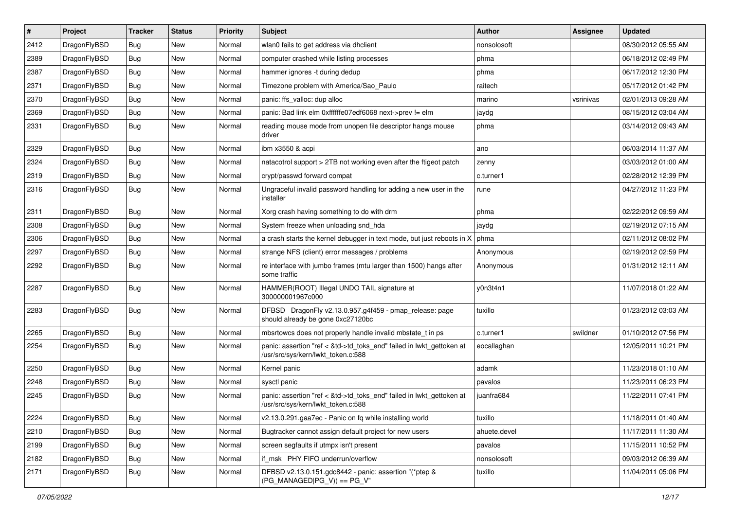| # | Project | Tracker | Status | Priority | Subject | Author | Assignee | Updated |
|---|---|---|---|---|---|---|---|---|
| 2412 | DragonFlyBSD | Bug | New | Normal | wlan0 fails to get address via dhclient | nonsolosoft | | 08/30/2012 05:55 AM |
| 2389 | DragonFlyBSD | Bug | New | Normal | computer crashed while listing processes | phma | | 06/18/2012 02:49 PM |
| 2387 | DragonFlyBSD | Bug | New | Normal | hammer ignores -t during dedup | phma | | 06/17/2012 12:30 PM |
| 2371 | DragonFlyBSD | Bug | New | Normal | Timezone problem with America/Sao_Paulo | raitech | | 05/17/2012 01:42 PM |
| 2370 | DragonFlyBSD | Bug | New | Normal | panic: ffs_valloc: dup alloc | marino | vsrinivas | 02/01/2013 09:28 AM |
| 2369 | DragonFlyBSD | Bug | New | Normal | panic: Bad link elm 0xffffffe07edf6068 next->prev != elm | jaydg | | 08/15/2012 03:04 AM |
| 2331 | DragonFlyBSD | Bug | New | Normal | reading mouse mode from unopen file descriptor hangs mouse driver | phma | | 03/14/2012 09:43 AM |
| 2329 | DragonFlyBSD | Bug | New | Normal | ibm x3550 & acpi | ano | | 06/03/2014 11:37 AM |
| 2324 | DragonFlyBSD | Bug | New | Normal | natacotrol support > 2TB not working even after the ftigeot patch | zenny | | 03/03/2012 01:00 AM |
| 2319 | DragonFlyBSD | Bug | New | Normal | crypt/passwd forward compat | c.turner1 | | 02/28/2012 12:39 PM |
| 2316 | DragonFlyBSD | Bug | New | Normal | Ungraceful invalid password handling for adding a new user in the installer | rune | | 04/27/2012 11:23 PM |
| 2311 | DragonFlyBSD | Bug | New | Normal | Xorg crash having something to do with drm | phma | | 02/22/2012 09:59 AM |
| 2308 | DragonFlyBSD | Bug | New | Normal | System freeze when unloading snd_hda | jaydg | | 02/19/2012 07:15 AM |
| 2306 | DragonFlyBSD | Bug | New | Normal | a crash starts the kernel debugger in text mode, but just reboots in X | phma | | 02/11/2012 08:02 PM |
| 2297 | DragonFlyBSD | Bug | New | Normal | strange NFS (client) error messages / problems | Anonymous | | 02/19/2012 02:59 PM |
| 2292 | DragonFlyBSD | Bug | New | Normal | re interface with jumbo frames (mtu larger than 1500) hangs after some traffic | Anonymous | | 01/31/2012 12:11 AM |
| 2287 | DragonFlyBSD | Bug | New | Normal | HAMMER(ROOT) Illegal UNDO TAIL signature at 300000001967c000 | y0n3t4n1 | | 11/07/2018 01:22 AM |
| 2283 | DragonFlyBSD | Bug | New | Normal | DFBSD DragonFly v2.13.0.957.g4f459 - pmap_release: page should already be gone 0xc27120bc | tuxillo | | 01/23/2012 03:03 AM |
| 2265 | DragonFlyBSD | Bug | New | Normal | mbsrtowcs does not properly handle invalid mbstate_t in ps | c.turner1 | swildner | 01/10/2012 07:56 PM |
| 2254 | DragonFlyBSD | Bug | New | Normal | panic: assertion "ref < &td->td_toks_end" failed in lwkt_gettoken at /usr/src/sys/kern/lwkt_token.c:588 | eocallaghan | | 12/05/2011 10:21 PM |
| 2250 | DragonFlyBSD | Bug | New | Normal | Kernel panic | adamk | | 11/23/2018 01:10 AM |
| 2248 | DragonFlyBSD | Bug | New | Normal | sysctl panic | pavalos | | 11/23/2011 06:23 PM |
| 2245 | DragonFlyBSD | Bug | New | Normal | panic: assertion "ref < &td->td_toks_end" failed in lwkt_gettoken at /usr/src/sys/kern/lwkt_token.c:588 | juanfra684 | | 11/22/2011 07:41 PM |
| 2224 | DragonFlyBSD | Bug | New | Normal | v2.13.0.291.gaa7ec - Panic on fq while installing world | tuxillo | | 11/18/2011 01:40 AM |
| 2210 | DragonFlyBSD | Bug | New | Normal | Bugtracker cannot assign default project for new users | ahuete.devel | | 11/17/2011 11:30 AM |
| 2199 | DragonFlyBSD | Bug | New | Normal | screen segfaults if utmpx isn't present | pavalos | | 11/15/2011 10:52 PM |
| 2182 | DragonFlyBSD | Bug | New | Normal | if_msk PHY FIFO underrun/overflow | nonsolosoft | | 09/03/2012 06:39 AM |
| 2171 | DragonFlyBSD | Bug | New | Normal | DFBSD v2.13.0.151.gdc8442 - panic: assertion "(*ptep & (PG_MANAGED\|PG_V)) == PG_V" | tuxillo | | 11/04/2011 05:06 PM |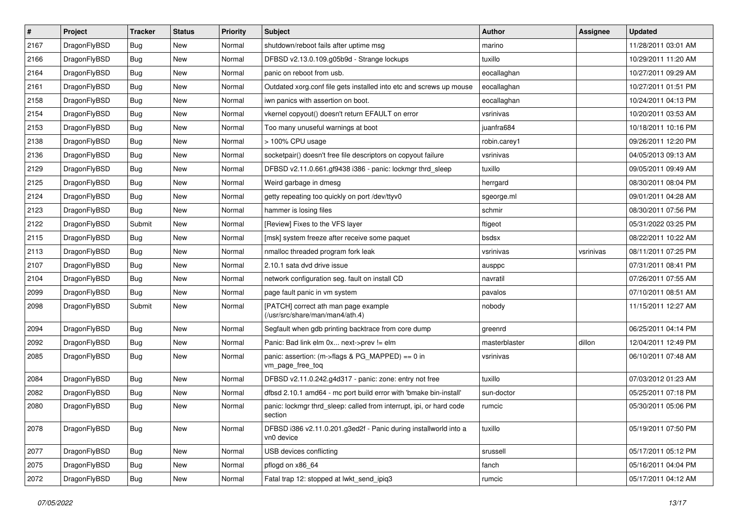| # | Project | Tracker | Status | Priority | Subject | Author | Assignee | Updated |
|---|---|---|---|---|---|---|---|---|
| 2167 | DragonFlyBSD | Bug | New | Normal | shutdown/reboot fails after uptime msg | marino | | 11/28/2011 03:01 AM |
| 2166 | DragonFlyBSD | Bug | New | Normal | DFBSD v2.13.0.109.g05b9d - Strange lockups | tuxillo | | 10/29/2011 11:20 AM |
| 2164 | DragonFlyBSD | Bug | New | Normal | panic on reboot from usb. | eocallaghan | | 10/27/2011 09:29 AM |
| 2161 | DragonFlyBSD | Bug | New | Normal | Outdated xorg.conf file gets installed into etc and screws up mouse | eocallaghan | | 10/27/2011 01:51 PM |
| 2158 | DragonFlyBSD | Bug | New | Normal | iwn panics with assertion on boot. | eocallaghan | | 10/24/2011 04:13 PM |
| 2154 | DragonFlyBSD | Bug | New | Normal | vkernel copyout() doesn't return EFAULT on error | vsrinivas | | 10/20/2011 03:53 AM |
| 2153 | DragonFlyBSD | Bug | New | Normal | Too many unuseful warnings at boot | juanfra684 | | 10/18/2011 10:16 PM |
| 2138 | DragonFlyBSD | Bug | New | Normal | > 100% CPU usage | robin.carey1 | | 09/26/2011 12:20 PM |
| 2136 | DragonFlyBSD | Bug | New | Normal | socketpair() doesn't free file descriptors on copyout failure | vsrinivas | | 04/05/2013 09:13 AM |
| 2129 | DragonFlyBSD | Bug | New | Normal | DFBSD v2.11.0.661.gf9438 i386 - panic: lockmgr thrd_sleep | tuxillo | | 09/05/2011 09:49 AM |
| 2125 | DragonFlyBSD | Bug | New | Normal | Weird garbage in dmesg | herrgard | | 08/30/2011 08:04 PM |
| 2124 | DragonFlyBSD | Bug | New | Normal | getty repeating too quickly on port /dev/ttyv0 | sgeorge.ml | | 09/01/2011 04:28 AM |
| 2123 | DragonFlyBSD | Bug | New | Normal | hammer is losing files | schmir | | 08/30/2011 07:56 PM |
| 2122 | DragonFlyBSD | Submit | New | Normal | [Review] Fixes to the VFS layer | ftigeot | | 05/31/2022 03:25 PM |
| 2115 | DragonFlyBSD | Bug | New | Normal | [msk] system freeze after receive some paquet | bsdsx | | 08/22/2011 10:22 AM |
| 2113 | DragonFlyBSD | Bug | New | Normal | nmalloc threaded program fork leak | vsrinivas | vsrinivas | 08/11/2011 07:25 PM |
| 2107 | DragonFlyBSD | Bug | New | Normal | 2.10.1 sata dvd drive issue | ausppc | | 07/31/2011 08:41 PM |
| 2104 | DragonFlyBSD | Bug | New | Normal | network configuration seg. fault on install CD | navratil | | 07/26/2011 07:55 AM |
| 2099 | DragonFlyBSD | Bug | New | Normal | page fault panic in vm system | pavalos | | 07/10/2011 08:51 AM |
| 2098 | DragonFlyBSD | Submit | New | Normal | [PATCH] correct ath man page example (/usr/src/share/man/man4/ath.4) | nobody | | 11/15/2011 12:27 AM |
| 2094 | DragonFlyBSD | Bug | New | Normal | Segfault when gdb printing backtrace from core dump | greenrd | | 06/25/2011 04:14 PM |
| 2092 | DragonFlyBSD | Bug | New | Normal | Panic: Bad link elm 0x... next->prev != elm | masterblaster | dillon | 12/04/2011 12:49 PM |
| 2085 | DragonFlyBSD | Bug | New | Normal | panic: assertion: (m->flags & PG_MAPPED) == 0 in vm_page_free_toq | vsrinivas | | 06/10/2011 07:48 AM |
| 2084 | DragonFlyBSD | Bug | New | Normal | DFBSD v2.11.0.242.g4d317 - panic: zone: entry not free | tuxillo | | 07/03/2012 01:23 AM |
| 2082 | DragonFlyBSD | Bug | New | Normal | dfbsd 2.10.1 amd64 - mc port build error with 'bmake bin-install' | sun-doctor | | 05/25/2011 07:18 PM |
| 2080 | DragonFlyBSD | Bug | New | Normal | panic: lockmgr thrd_sleep: called from interrupt, ipi, or hard code section | rumcic | | 05/30/2011 05:06 PM |
| 2078 | DragonFlyBSD | Bug | New | Normal | DFBSD i386 v2.11.0.201.g3ed2f - Panic during installworld into a vn0 device | tuxillo | | 05/19/2011 07:50 PM |
| 2077 | DragonFlyBSD | Bug | New | Normal | USB devices conflicting | srussell | | 05/17/2011 05:12 PM |
| 2075 | DragonFlyBSD | Bug | New | Normal | pflogd on x86_64 | fanch | | 05/16/2011 04:04 PM |
| 2072 | DragonFlyBSD | Bug | New | Normal | Fatal trap 12: stopped at lwkt_send_ipiq3 | rumcic | | 05/17/2011 04:12 AM |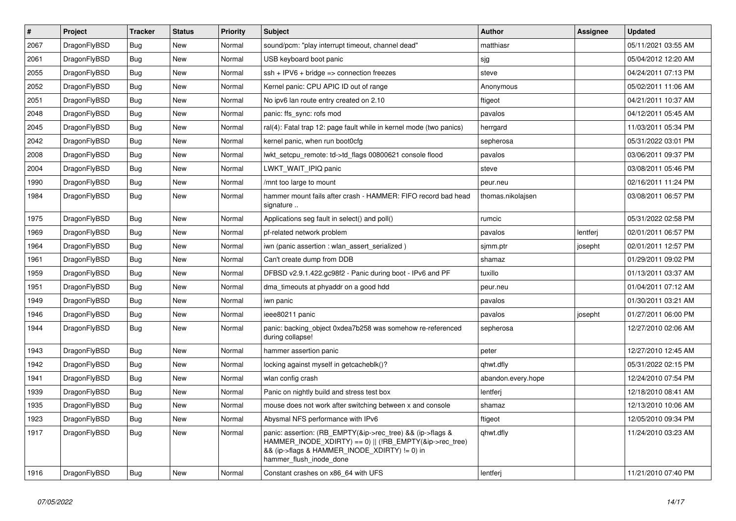| # | Project | Tracker | Status | Priority | Subject | Author | Assignee | Updated |
|---|---|---|---|---|---|---|---|---|
| 2067 | DragonFlyBSD | Bug | New | Normal | sound/pcm: "play interrupt timeout, channel dead" | matthiasr | | 05/11/2021 03:55 AM |
| 2061 | DragonFlyBSD | Bug | New | Normal | USB keyboard boot panic | sjg | | 05/04/2012 12:20 AM |
| 2055 | DragonFlyBSD | Bug | New | Normal | ssh + IPV6 + bridge => connection freezes | steve | | 04/24/2011 07:13 PM |
| 2052 | DragonFlyBSD | Bug | New | Normal | Kernel panic: CPU APIC ID out of range | Anonymous | | 05/02/2011 11:06 AM |
| 2051 | DragonFlyBSD | Bug | New | Normal | No ipv6 lan route entry created on 2.10 | ftigeot | | 04/21/2011 10:37 AM |
| 2048 | DragonFlyBSD | Bug | New | Normal | panic: ffs_sync: rofs mod | pavalos | | 04/12/2011 05:45 AM |
| 2045 | DragonFlyBSD | Bug | New | Normal | ral(4): Fatal trap 12: page fault while in kernel mode (two panics) | herrgard | | 11/03/2011 05:34 PM |
| 2042 | DragonFlyBSD | Bug | New | Normal | kernel panic, when run boot0cfg | sepherosa | | 05/31/2022 03:01 PM |
| 2008 | DragonFlyBSD | Bug | New | Normal | lwkt_setcpu_remote: td->td_flags 00800621 console flood | pavalos | | 03/06/2011 09:37 PM |
| 2004 | DragonFlyBSD | Bug | New | Normal | LWKT_WAIT_IPIQ panic | steve | | 03/08/2011 05:46 PM |
| 1990 | DragonFlyBSD | Bug | New | Normal | /mnt too large to mount | peur.neu | | 02/16/2011 11:24 PM |
| 1984 | DragonFlyBSD | Bug | New | Normal | hammer mount fails after crash - HAMMER: FIFO record bad head signature .. | thomas.nikolajsen | | 03/08/2011 06:57 PM |
| 1975 | DragonFlyBSD | Bug | New | Normal | Applications seg fault in select() and poll() | rumcic | | 05/31/2022 02:58 PM |
| 1969 | DragonFlyBSD | Bug | New | Normal | pf-related network problem | pavalos | lentferj | 02/01/2011 06:57 PM |
| 1964 | DragonFlyBSD | Bug | New | Normal | iwn (panic assertion : wlan_assert_serialized ) | sjmm.ptr | josepht | 02/01/2011 12:57 PM |
| 1961 | DragonFlyBSD | Bug | New | Normal | Can't create dump from DDB | shamaz | | 01/29/2011 09:02 PM |
| 1959 | DragonFlyBSD | Bug | New | Normal | DFBSD v2.9.1.422.gc98f2 - Panic during boot - IPv6 and PF | tuxillo | | 01/13/2011 03:37 AM |
| 1951 | DragonFlyBSD | Bug | New | Normal | dma_timeouts at phyaddr on a good hdd | peur.neu | | 01/04/2011 07:12 AM |
| 1949 | DragonFlyBSD | Bug | New | Normal | iwn panic | pavalos | | 01/30/2011 03:21 AM |
| 1946 | DragonFlyBSD | Bug | New | Normal | ieee80211 panic | pavalos | josepht | 01/27/2011 06:00 PM |
| 1944 | DragonFlyBSD | Bug | New | Normal | panic: backing_object 0xdea7b258 was somehow re-referenced during collapse! | sepherosa | | 12/27/2010 02:06 AM |
| 1943 | DragonFlyBSD | Bug | New | Normal | hammer assertion panic | peter | | 12/27/2010 12:45 AM |
| 1942 | DragonFlyBSD | Bug | New | Normal | locking against myself in getcacheblk()? | qhwt.dfly | | 05/31/2022 02:15 PM |
| 1941 | DragonFlyBSD | Bug | New | Normal | wlan config crash | abandon.every.hope | | 12/24/2010 07:54 PM |
| 1939 | DragonFlyBSD | Bug | New | Normal | Panic on nightly build and stress test box | lentferj | | 12/18/2010 08:41 AM |
| 1935 | DragonFlyBSD | Bug | New | Normal | mouse does not work after switching between x and console | shamaz | | 12/13/2010 10:06 AM |
| 1923 | DragonFlyBSD | Bug | New | Normal | Abysmal NFS performance with IPv6 | ftigeot | | 12/05/2010 09:34 PM |
| 1917 | DragonFlyBSD | Bug | New | Normal | panic: assertion: (RB_EMPTY(&ip->rec_tree) && (ip->flags & HAMMER_INODE_XDIRTY) == 0) \|\| (!RB_EMPTY(&ip->rec_tree) && (ip->flags & HAMMER_INODE_XDIRTY) != 0) in hammer_flush_inode_done | qhwt.dfly | | 11/24/2010 03:23 AM |
| 1916 | DragonFlyBSD | Bug | New | Normal | Constant crashes on x86_64 with UFS | lentferj | | 11/21/2010 07:40 PM |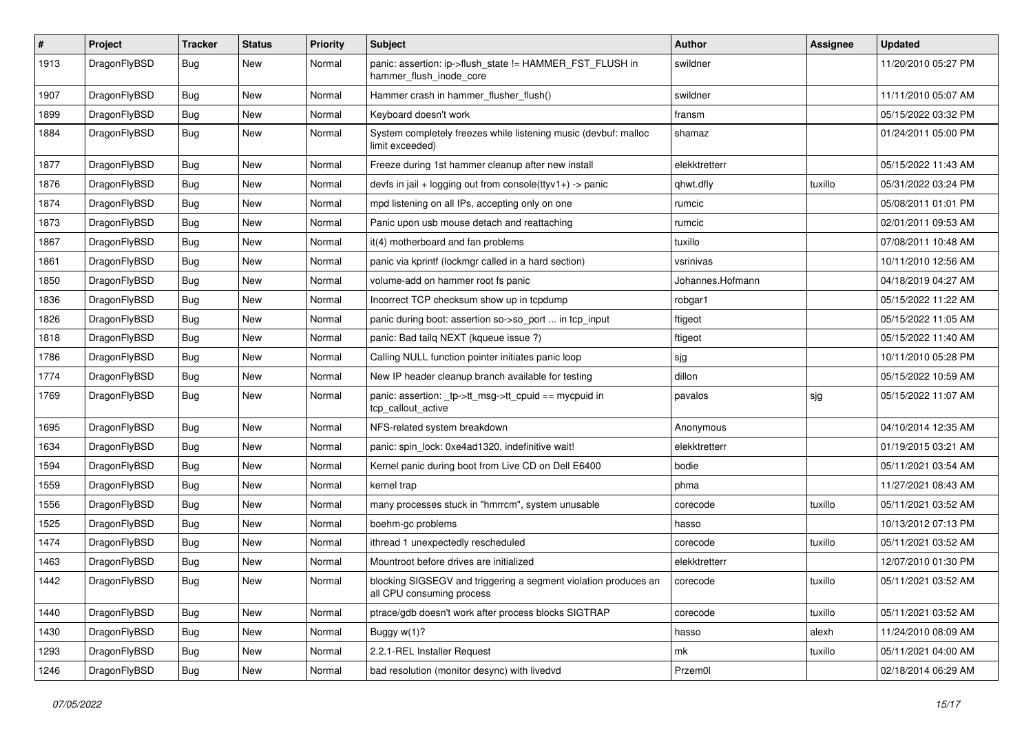| # | Project | Tracker | Status | Priority | Subject | Author | Assignee | Updated |
|---|---|---|---|---|---|---|---|---|
| 1913 | DragonFlyBSD | Bug | New | Normal | panic: assertion: ip->flush_state != HAMMER_FST_FLUSH in hammer_flush_inode_core | swildner | | 11/20/2010 05:27 PM |
| 1907 | DragonFlyBSD | Bug | New | Normal | Hammer crash in hammer_flusher_flush() | swildner | | 11/11/2010 05:07 AM |
| 1899 | DragonFlyBSD | Bug | New | Normal | Keyboard doesn't work | fransm | | 05/15/2022 03:32 PM |
| 1884 | DragonFlyBSD | Bug | New | Normal | System completely freezes while listening music (devbuf: malloc limit exceeded) | shamaz | | 01/24/2011 05:00 PM |
| 1877 | DragonFlyBSD | Bug | New | Normal | Freeze during 1st hammer cleanup after new install | elekktretterr | | 05/15/2022 11:43 AM |
| 1876 | DragonFlyBSD | Bug | New | Normal | devfs in jail + logging out from console(ttyv1+) -> panic | qhwt.dfly | tuxillo | 05/31/2022 03:24 PM |
| 1874 | DragonFlyBSD | Bug | New | Normal | mpd listening on all IPs, accepting only on one | rumcic | | 05/08/2011 01:01 PM |
| 1873 | DragonFlyBSD | Bug | New | Normal | Panic upon usb mouse detach and reattaching | rumcic | | 02/01/2011 09:53 AM |
| 1867 | DragonFlyBSD | Bug | New | Normal | it(4) motherboard and fan problems | tuxillo | | 07/08/2011 10:48 AM |
| 1861 | DragonFlyBSD | Bug | New | Normal | panic via kprintf (lockmgr called in a hard section) | vsrinivas | | 10/11/2010 12:56 AM |
| 1850 | DragonFlyBSD | Bug | New | Normal | volume-add on hammer root fs panic | Johannes.Hofmann | | 04/18/2019 04:27 AM |
| 1836 | DragonFlyBSD | Bug | New | Normal | Incorrect TCP checksum show up in tcpdump | robgar1 | | 05/15/2022 11:22 AM |
| 1826 | DragonFlyBSD | Bug | New | Normal | panic during boot: assertion so->so_port ... in tcp_input | ftigeot | | 05/15/2022 11:05 AM |
| 1818 | DragonFlyBSD | Bug | New | Normal | panic: Bad tailq NEXT (kqueue issue ?) | ftigeot | | 05/15/2022 11:40 AM |
| 1786 | DragonFlyBSD | Bug | New | Normal | Calling NULL function pointer initiates panic loop | sjg | | 10/11/2010 05:28 PM |
| 1774 | DragonFlyBSD | Bug | New | Normal | New IP header cleanup branch available for testing | dillon | | 05/15/2022 10:59 AM |
| 1769 | DragonFlyBSD | Bug | New | Normal | panic: assertion: _tp->tt_msg->tt_cpuid == mycpuid in tcp_callout_active | pavalos | sjg | 05/15/2022 11:07 AM |
| 1695 | DragonFlyBSD | Bug | New | Normal | NFS-related system breakdown | Anonymous | | 04/10/2014 12:35 AM |
| 1634 | DragonFlyBSD | Bug | New | Normal | panic: spin_lock: 0xe4ad1320, indefinitive wait! | elekktretterr | | 01/19/2015 03:21 AM |
| 1594 | DragonFlyBSD | Bug | New | Normal | Kernel panic during boot from Live CD on Dell E6400 | bodie | | 05/11/2021 03:54 AM |
| 1559 | DragonFlyBSD | Bug | New | Normal | kernel trap | phma | | 11/27/2021 08:43 AM |
| 1556 | DragonFlyBSD | Bug | New | Normal | many processes stuck in "hmrrcm", system unusable | corecode | tuxillo | 05/11/2021 03:52 AM |
| 1525 | DragonFlyBSD | Bug | New | Normal | boehm-gc problems | hasso | | 10/13/2012 07:13 PM |
| 1474 | DragonFlyBSD | Bug | New | Normal | ithread 1 unexpectedly rescheduled | corecode | tuxillo | 05/11/2021 03:52 AM |
| 1463 | DragonFlyBSD | Bug | New | Normal | Mountroot before drives are initialized | elekktretterr | | 12/07/2010 01:30 PM |
| 1442 | DragonFlyBSD | Bug | New | Normal | blocking SIGSEGV and triggering a segment violation produces an all CPU consuming process | corecode | tuxillo | 05/11/2021 03:52 AM |
| 1440 | DragonFlyBSD | Bug | New | Normal | ptrace/gdb doesn't work after process blocks SIGTRAP | corecode | tuxillo | 05/11/2021 03:52 AM |
| 1430 | DragonFlyBSD | Bug | New | Normal | Buggy w(1)? | hasso | alexh | 11/24/2010 08:09 AM |
| 1293 | DragonFlyBSD | Bug | New | Normal | 2.2.1-REL Installer Request | mk | tuxillo | 05/11/2021 04:00 AM |
| 1246 | DragonFlyBSD | Bug | New | Normal | bad resolution (monitor desync) with livedvd | Przem0l | | 02/18/2014 06:29 AM |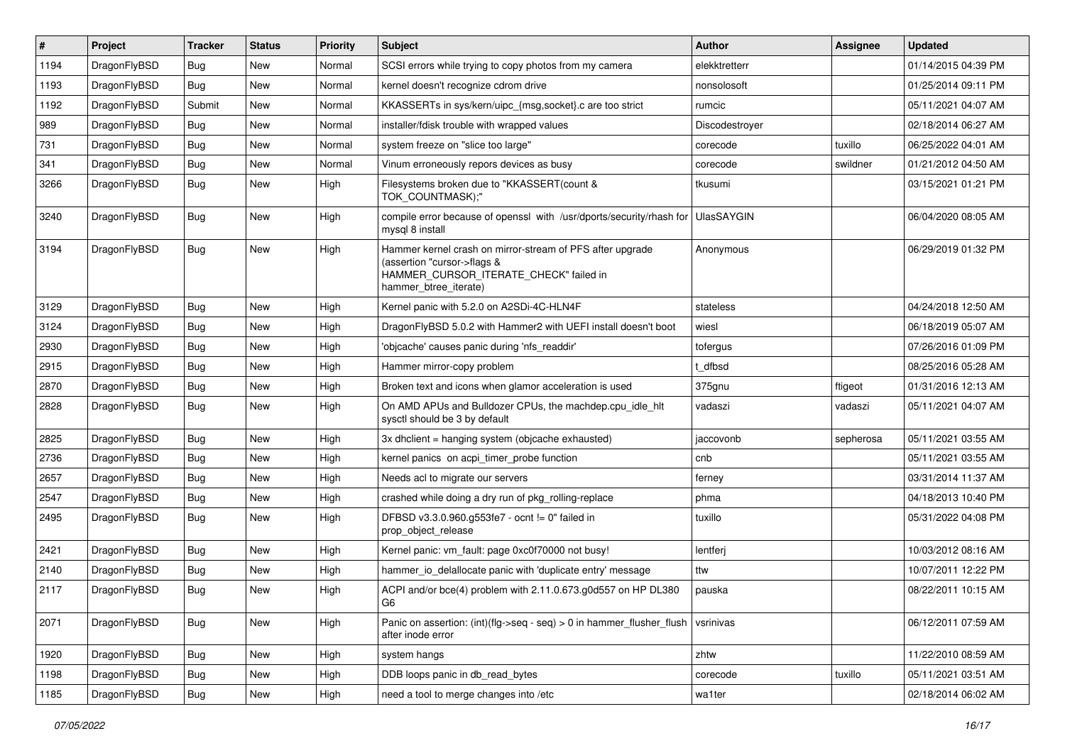| # | Project | Tracker | Status | Priority | Subject | Author | Assignee | Updated |
|---|---|---|---|---|---|---|---|---|
| 1194 | DragonFlyBSD | Bug | New | Normal | SCSI errors while trying to copy photos from my camera | elekktretterr | | 01/14/2015 04:39 PM |
| 1193 | DragonFlyBSD | Bug | New | Normal | kernel doesn't recognize cdrom drive | nonsolosoft | | 01/25/2014 09:11 PM |
| 1192 | DragonFlyBSD | Submit | New | Normal | KKASSERTs in sys/kern/uipc_{msg,socket}.c are too strict | rumcic | | 05/11/2021 04:07 AM |
| 989 | DragonFlyBSD | Bug | New | Normal | installer/fdisk trouble with wrapped values | Discodestroyer | | 02/18/2014 06:27 AM |
| 731 | DragonFlyBSD | Bug | New | Normal | system freeze on "slice too large" | corecode | tuxillo | 06/25/2022 04:01 AM |
| 341 | DragonFlyBSD | Bug | New | Normal | Vinum erroneously repors devices as busy | corecode | swildner | 01/21/2012 04:50 AM |
| 3266 | DragonFlyBSD | Bug | New | High | Filesystems broken due to "KKASSERT(count & TOK_COUNTMASK);" | tkusumi | | 03/15/2021 01:21 PM |
| 3240 | DragonFlyBSD | Bug | New | High | compile error because of openssl with /usr/dports/security/rhash for mysql 8 install | UlasSAYGIN | | 06/04/2020 08:05 AM |
| 3194 | DragonFlyBSD | Bug | New | High | Hammer kernel crash on mirror-stream of PFS after upgrade (assertion "cursor->flags & HAMMER_CURSOR_ITERATE_CHECK" failed in hammer_btree_iterate) | Anonymous | | 06/29/2019 01:32 PM |
| 3129 | DragonFlyBSD | Bug | New | High | Kernel panic with 5.2.0 on A2SDi-4C-HLN4F | stateless | | 04/24/2018 12:50 AM |
| 3124 | DragonFlyBSD | Bug | New | High | DragonFlyBSD 5.0.2 with Hammer2 with UEFI install doesn't boot | wiesl | | 06/18/2019 05:07 AM |
| 2930 | DragonFlyBSD | Bug | New | High | 'objcache' causes panic during 'nfs_readdir' | tofergus | | 07/26/2016 01:09 PM |
| 2915 | DragonFlyBSD | Bug | New | High | Hammer mirror-copy problem | t_dfbsd | | 08/25/2016 05:28 AM |
| 2870 | DragonFlyBSD | Bug | New | High | Broken text and icons when glamor acceleration is used | 375gnu | ftigeot | 01/31/2016 12:13 AM |
| 2828 | DragonFlyBSD | Bug | New | High | On AMD APUs and Bulldozer CPUs, the machdep.cpu_idle_hlt sysctl should be 3 by default | vadaszi | vadaszi | 05/11/2021 04:07 AM |
| 2825 | DragonFlyBSD | Bug | New | High | 3x dhclient = hanging system (objcache exhausted) | jaccovonb | sepherosa | 05/11/2021 03:55 AM |
| 2736 | DragonFlyBSD | Bug | New | High | kernel panics on acpi_timer_probe function | cnb | | 05/11/2021 03:55 AM |
| 2657 | DragonFlyBSD | Bug | New | High | Needs acl to migrate our servers | ferney | | 03/31/2014 11:37 AM |
| 2547 | DragonFlyBSD | Bug | New | High | crashed while doing a dry run of pkg_rolling-replace | phma | | 04/18/2013 10:40 PM |
| 2495 | DragonFlyBSD | Bug | New | High | DFBSD v3.3.0.960.g553fe7 - ocnt != 0" failed in prop_object_release | tuxillo | | 05/31/2022 04:08 PM |
| 2421 | DragonFlyBSD | Bug | New | High | Kernel panic: vm_fault: page 0xc0f70000 not busy! | lentferj | | 10/03/2012 08:16 AM |
| 2140 | DragonFlyBSD | Bug | New | High | hammer_io_delallocate panic with 'duplicate entry' message | ttw | | 10/07/2011 12:22 PM |
| 2117 | DragonFlyBSD | Bug | New | High | ACPI and/or bce(4) problem with 2.11.0.673.g0d557 on HP DL380 G6 | pauska | | 08/22/2011 10:15 AM |
| 2071 | DragonFlyBSD | Bug | New | High | Panic on assertion: (int)(flg->seq - seq) > 0 in hammer_flusher_flush after inode error | vsrinivas | | 06/12/2011 07:59 AM |
| 1920 | DragonFlyBSD | Bug | New | High | system hangs | zhtw | | 11/22/2010 08:59 AM |
| 1198 | DragonFlyBSD | Bug | New | High | DDB loops panic in db_read_bytes | corecode | tuxillo | 05/11/2021 03:51 AM |
| 1185 | DragonFlyBSD | Bug | New | High | need a tool to merge changes into /etc | wa1ter | | 02/18/2014 06:02 AM |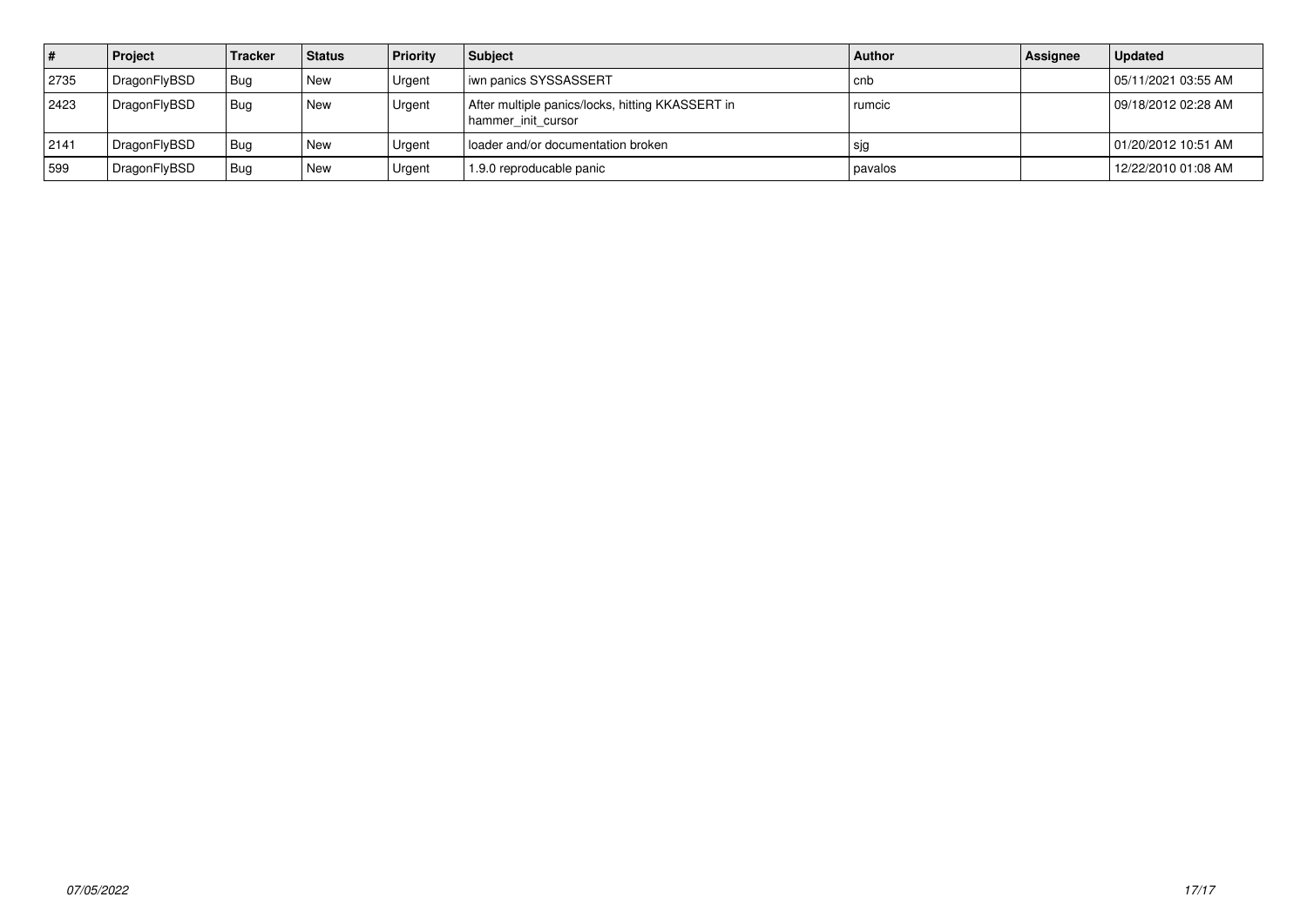| # | Project | Tracker | Status | Priority | Subject | Author | Assignee | Updated |
|---|---|---|---|---|---|---|---|---|
| 2735 | DragonFlyBSD | Bug | New | Urgent | iwn panics SYSSASSERT | cnb | | 05/11/2021 03:55 AM |
| 2423 | DragonFlyBSD | Bug | New | Urgent | After multiple panics/locks, hitting KKASSERT in hammer_init_cursor | rumcic | | 09/18/2012 02:28 AM |
| 2141 | DragonFlyBSD | Bug | New | Urgent | loader and/or documentation broken | sjg | | 01/20/2012 10:51 AM |
| 599 | DragonFlyBSD | Bug | New | Urgent | 1.9.0 reproducable panic | pavalos | | 12/22/2010 01:08 AM |